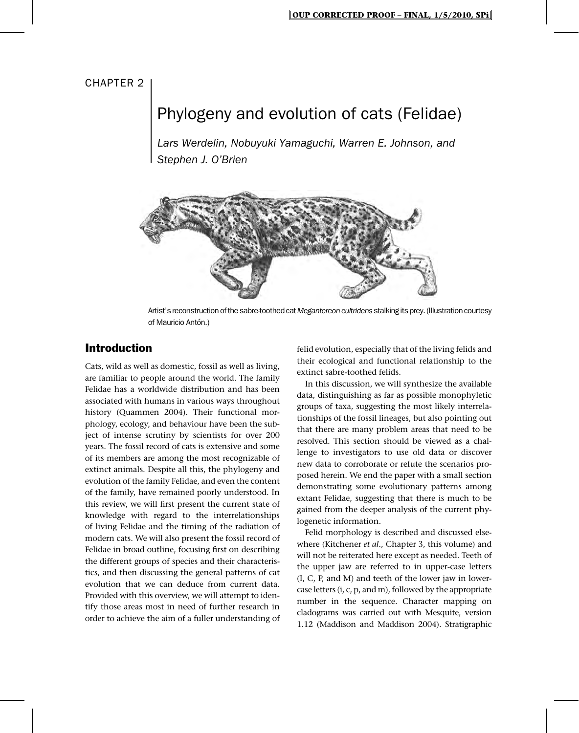CHAPTER 2

# Phylogeny and evolution of cats (Felidae)

*Lars Werdelin, Nobuyuki Yamaguchi, Warren E. Johnson, and Stephen J. O'Brien*

Artist's reconstruction of the sabre-toothed cat *Megantereon cultridens* stalking its prey. (Illustration courtesy of Mauricio Antón.)

## Introduction

Cats, wild as well as domestic, fossil as well as living, are familiar to people around the world. The family Felidae has a worldwide distribution and has been associated with humans in various ways throughout history (Quammen 2004). Their functional morphology, ecology, and behaviour have been the subject of intense scrutiny by scientists for over 200 years. The fossil record of cats is extensive and some of its members are among the most recognizable of extinct animals. Despite all this, the phylogeny and evolution of the family Felidae, and even the content of the family, have remained poorly understood. In this review, we will first present the current state of knowledge with regard to the interrelationships of living Felidae and the timing of the radiation of modern cats. We will also present the fossil record of Felidae in broad outline, focusing first on describing the different groups of species and their characteristics, and then discussing the general patterns of cat evolution that we can deduce from current data. Provided with this overview, we will attempt to identify those areas most in need of further research in order to achieve the aim of a fuller understanding of felid evolution, especially that of the living felids and their ecological and functional relationship to the extinct sabre-toothed felids.

In this discussion, we will synthesize the available data, distinguishing as far as possible monophyletic groups of taxa, suggesting the most likely interrelationships of the fossil lineages, but also pointing out that there are many problem areas that need to be resolved. This section should be viewed as a challenge to investigators to use old data or discover new data to corroborate or refute the scenarios proposed herein. We end the paper with a small section demonstrating some evolutionary patterns among extant Felidae, suggesting that there is much to be gained from the deeper analysis of the current phylogenetic information.

Felid morphology is described and discussed elsewhere (Kitchener *et al*., Chapter 3, this volume) and will not be reiterated here except as needed. Teeth of the upper jaw are referred to in upper-case letters (I, C, P, and M) and teeth of the lower jaw in lower-case letters (i, c, p, and m), followed by the appropriate number in the sequence. Character mapping on cladograms was carried out with Mesquite, version 1.12 (Maddison and Maddison 2004). Stratigraphic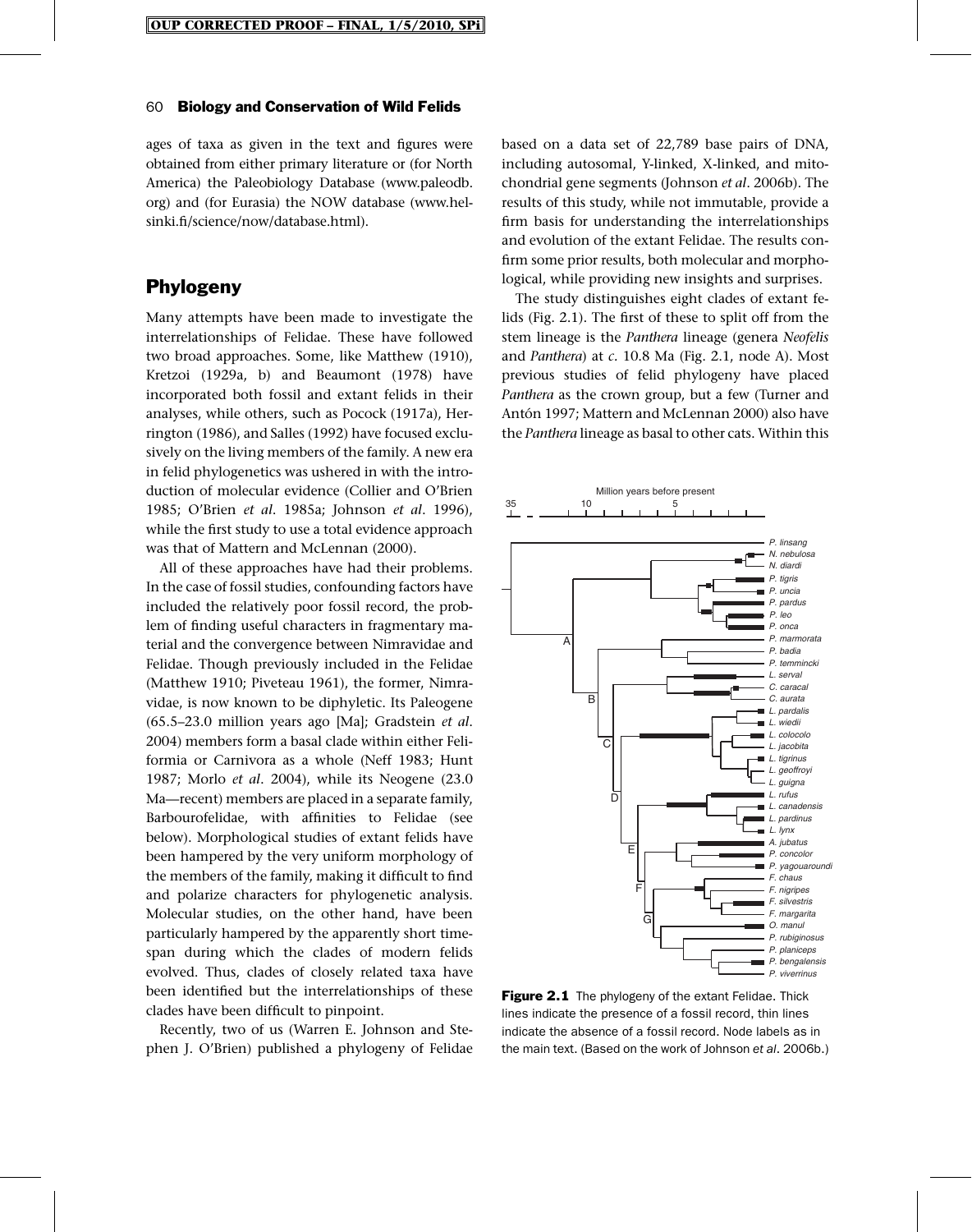ages of taxa as given in the text and figures were obtained from either primary literature or (for North America) the Paleobiology Database (www.paleodb.org) and (for Eurasia) the NOW database (www.helsinki.fi/science/now/database.html).

## Phylogeny

Many attempts have been made to investigate the interrelationships of Felidae. These have followed two broad approaches. Some, like Matthew (1910), Kretzoi (1929a, b) and Beaumont (1978) have incorporated both fossil and extant felids in their analyses, while others, such as Pocock (1917a), Herrington (1986), and Salles (1992) have focused exclusively on the living members of the family. A new era in felid phylogenetics was ushered in with the introduction of molecular evidence (Collier and O'Brien 1985; O'Brien *et al*. 1985a; Johnson *et al*. 1996), while the first study to use a total evidence approach was that of Mattern and McLennan (2000).

All of these approaches have had their problems. In the case of fossil studies, confounding factors have included the relatively poor fossil record, the problem of finding useful characters in fragmentary material and the convergence between Nimravidae and Felidae. Though previously included in the Felidae (Matthew 1910; Piveteau 1961), the former, Nimravidae, is now known to be diphyletic. Its Paleogene (65.5–23.0 million years ago [Ma]; Gradstein *et al*. 2004) members form a basal clade within either Feliformia or Carnivora as a whole (Neff 1983; Hunt 1987; Morlo *et al*. 2004), while its Neogene (23.0 Ma—recent) members are placed in a separate family, Barbourofelidae, with affinities to Felidae (see below). Morphological studies of extant felids have been hampered by the very uniform morphology of the members of the family, making it difficult to find and polarize characters for phylogenetic analysis. Molecular studies, on the other hand, have been particularly hampered by the apparently short timespan during which the clades of modern felids evolved. Thus, clades of closely related taxa have been identified but the interrelationships of these clades have been difficult to pinpoint.

Recently, two of us (Warren E. Johnson and Stephen J. O'Brien) published a phylogeny of Felidae based on a data set of 22,789 base pairs of DNA, including autosomal, Y-linked, X-linked, and mitochondrial gene segments (Johnson *et al*. 2006b). The results of this study, while not immutable, provide a firm basis for understanding the interrelationships and evolution of the extant Felidae. The results confirm some prior results, both molecular and morphological, while providing new insights and surprises.

The study distinguishes eight clades of extant felids (Fig. 2.1). The first of these to split off from the stem lineage is the *Panthera* lineage (genera *Neofelis* and *Panthera*) at *c*. 10.8 Ma (Fig. 2.1, node A). Most previous studies of felid phylogeny have placed *Panthera* as the crown group, but a few (Turner and Antón 1997; Mattern and McLennan 2000) also have the *Panthera* lineage as basal to other cats. Within this

**Figure 2.1** The phylogeny of the extant Felidae. Thick lines indicate the presence of a fossil record, thin lines indicate the absence of a fossil record. Node labels as in the main text. (Based on the work of Johnson *et al*. 2006b.)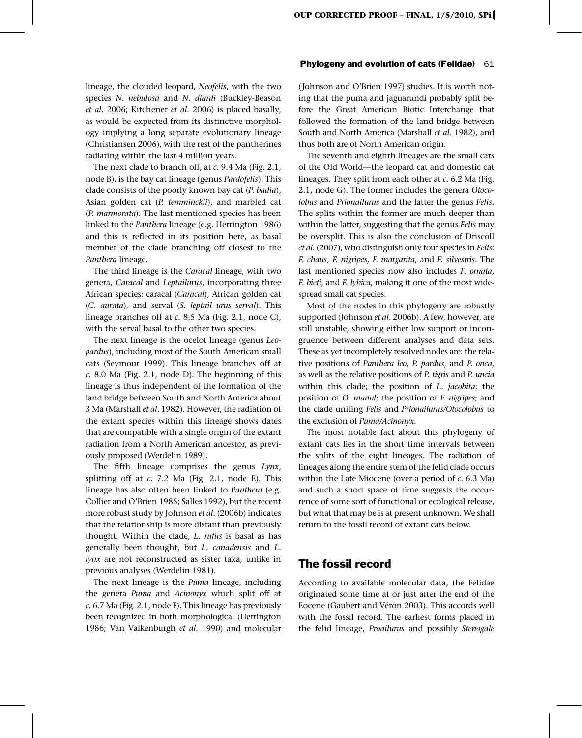lineage, the clouded leopard, *Neofelis*, with the two species *N. nebulosa* and *N. diardi* (Buckley-Beason *et al.* 2006; Kitchener *et al.* 2006) is placed basally, as would be expected from its distinctive morphology implying a long separate evolutionary lineage (Christiansen 2006), with the rest of the pantherines radiating within the last 4 million years.

The next clade to branch off, at *c.* 9.4 Ma (Fig. 2.1, node B), is the bay cat lineage (genus *Pardofelis*). This clade consists of the poorly known bay cat (*P. badia*), Asian golden cat (*P. temminckii*), and marbled cat (*P. marmorata*). The last mentioned species has been linked to the *Panthera* lineage (e.g. Herrington 1986) and this is reflected in its position here, as basal member of the clade branching off closest to the *Panthera* lineage.

The third lineage is the *Caracal* lineage, with two genera, *Caracal* and *Leptailurus*, incorporating three African species: caracal (*Caracal*), African golden cat (*C. aurata*), and serval (*S. leptail urus serval*). This lineage branches off at *c.* 8.5 Ma (Fig. 2.1, node C), with the serval basal to the other two species.

The next lineage is the ocelot lineage (genus *Leopardus*), including most of the South American small cats (Seymour 1999). This lineage branches off at *c.* 8.0 Ma (Fig. 2.1, node D). The beginning of this lineage is thus independent of the formation of the land bridge between South and North America about 3 Ma (Marshall *et al*. 1982). However, the radiation of the extant species within this lineage shows dates that are compatible with a single origin of the extant radiation from a North American ancestor, as previously proposed (Werdelin 1989).

The fifth lineage comprises the genus *Lynx*, splitting off at *c.* 7.2 Ma (Fig. 2.1, node E). This lineage has also often been linked to *Panthera* (e.g. Collier and O'Brien 1985; Salles 1992), but the recent more robust study by Johnson *et al*. (2006b) indicates that the relationship is more distant than previously thought. Within the clade, *L. rufus* is basal as has generally been thought, but *L. canadensis* and *L. lynx* are not reconstructed as sister taxa, unlike in previous analyses (Werdelin 1981).

The next lineage is the *Puma* lineage, including the genera *Puma* and *Acinonyx* which split off at *c.* 6.7 Ma (Fig. 2.1, node F). This lineage has previously been recognized in both morphological (Herrington 1986; Van Valkenburgh *et al*. 1990) and molecular (Johnson and O'Brien 1997) studies. It is worth noting that the puma and jaguarundi probably split before the Great American Biotic Interchange that followed the formation of the land bridge between South and North America (Marshall *et al.* 1982), and thus both are of North American origin.

The seventh and eighth lineages are the small cats of the Old World—the leopard cat and domestic cat lineages. They split from each other at *c.* 6.2 Ma (Fig. 2.1, node G). The former includes the genera *Otocolobus* and *Prionailurus* and the latter the genus *Felis*. The splits within the former are much deeper than within the latter, suggesting that the genus *Felis* may be oversplit. This is also the conclusion of Driscoll *et al*. (2007), who distinguish only four species in *Felis: F. chaus, F. nigripes, F. margarita*, and *F. silvestris*. The last mentioned species now also includes *F. ornata, F. bieti*, and *F. lybica*, making it one of the most widespread small cat species.

Most of the nodes in this phylogeny are robustly supported (Johnson *et al*. 2006b). A few, however, are still unstable, showing either low support or incongruence between different analyses and data sets. These as yet incompletely resolved nodes are: the relative positions of *Panthera leo, P. pardus*, and *P. onca*, as well as the relative positions of *P. tigris* and *P. uncia* within this clade; the position of *L. jacobita*; the position of *O. manul*; the position of *F. nigripes*; and the clade uniting *Felis* and *Prionailurus/Otocolobus* to the exclusion of *Puma/Acinonyx*.

The most notable fact about this phylogeny of extant cats lies in the short time intervals between the splits of the eight lineages. The radiation of lineages along the entire stem of the felid clade occurs within the Late Miocene (over a period of *c.* 6.3 Ma) and such a short space of time suggests the occurrence of some sort of functional or ecological release, but what that may be is at present unknown. We shall return to the fossil record of extant cats below.

## The fossil record

According to available molecular data, the Felidae originated some time at or just after the end of the Eocene (Gaubert and Véron 2003). This accords well with the fossil record. The earliest forms placed in the felid lineage, *Proailurus* and possibly *Stenogale*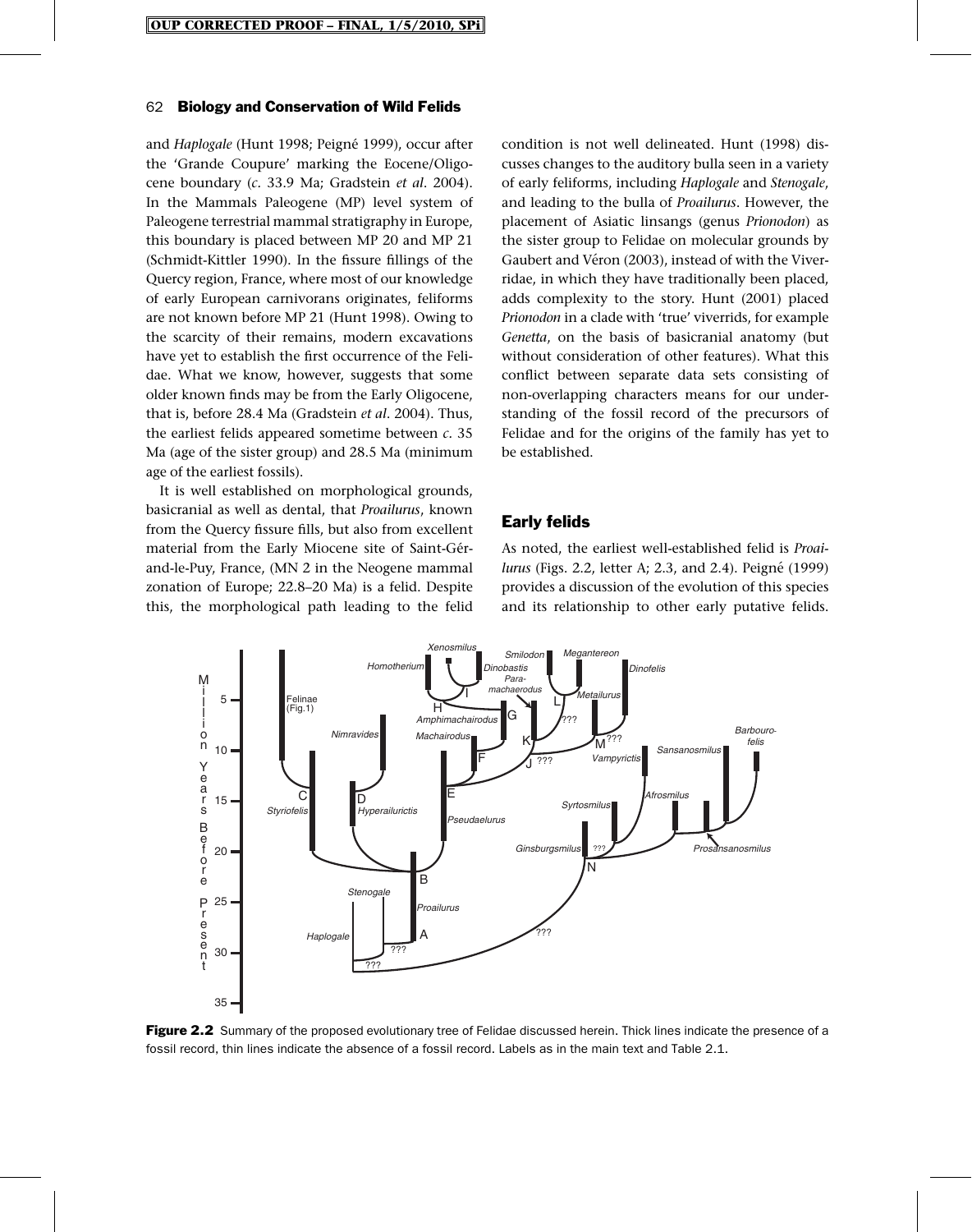and *Haplogale* (Hunt 1998; Peigné 1999), occur after the 'Grande Coupure' marking the Eocene/Oligocene boundary (*c*. 33.9 Ma; Gradstein *et al*. 2004). In the Mammals Paleogene (MP) level system of Paleogene terrestrial mammal stratigraphy in Europe, this boundary is placed between MP 20 and MP 21 (Schmidt-Kittler 1990). In the fissure fillings of the Quercy region, France, where most of our knowledge of early European carnivorans originates, feliforms are not known before MP 21 (Hunt 1998). Owing to the scarcity of their remains, modern excavations have yet to establish the first occurrence of the Felidae. What we know, however, suggests that some older known finds may be from the Early Oligocene, that is, before 28.4 Ma (Gradstein *et al*. 2004). Thus, the earliest felids appeared sometime between *c*. 35 Ma (age of the sister group) and 28.5 Ma (minimum age of the earliest fossils).

It is well established on morphological grounds, basicranial as well as dental, that *Proailurus*, known from the Quercy fissure fills, but also from excellent material from the Early Miocene site of Saint-Gérand-le-Puy, France, (MN 2 in the Neogene mammal zonation of Europe; 22.8–20 Ma) is a felid. Despite this, the morphological path leading to the felid condition is not well delineated. Hunt (1998) discusses changes to the auditory bulla seen in a variety of early feliforms, including *Haplogale* and *Stenogale*, and leading to the bulla of *Proailurus*. However, the placement of Asiatic linsangs (genus *Prionodon*) as the sister group to Felidae on molecular grounds by Gaubert and Véron (2003), instead of with the Viverridae, in which they have traditionally been placed, adds complexity to the story. Hunt (2001) placed *Prionodon* in a clade with 'true' viverrids, for example *Genetta*, on the basis of basicranial anatomy (but without consideration of other features). What this conflict between separate data sets consisting of non-overlapping characters means for our understanding of the fossil record of the precursors of Felidae and for the origins of the family has yet to be established.

## Early felids

As noted, the earliest well-established felid is *Proailurus* (Figs. 2.2, letter A; 2.3, and 2.4). Peigné (1999) provides a discussion of the evolution of this species and its relationship to other early putative felids.

**Figure 2.2** Summary of the proposed evolutionary tree of Felidae discussed herein. Thick lines indicate the presence of a fossil record, thin lines indicate the absence of a fossil record. Labels as in the main text and Table 2.1.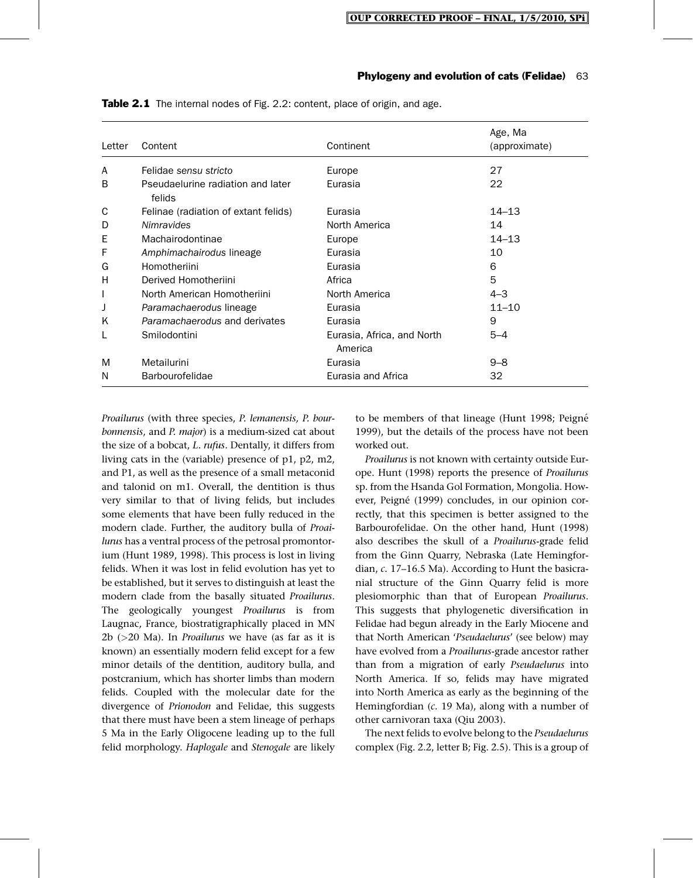**Table 2.1** The internal nodes of Fig. 2.2: content, place of origin, and age.

| Letter | Content | Continent | Age, Ma (approximate) |
|---|---|---|---|
| A | Felidae *sensu stricto* | Europe | 27 |
| B | Pseudaelurine radiation and later felids | Eurasia | 22 |
| C | Felinae (radiation of extant felids) | Eurasia | 14–13 |
| D | *Nimravides* | North America | 14 |
| E | Machairodontinae | Europe | 14–13 |
| F | *Amphimachairodus* lineage | Eurasia | 10 |
| G | Homotheriini | Eurasia | 6 |
| H | Derived Homotheriini | Africa | 5 |
| I | North American Homotheriini | North America | 4–3 |
| J | *Paramachaerodus* lineage | Eurasia | 11–10 |
| K | *Paramachaerodus* and derivates | Eurasia | 9 |
| L | Smilodontini | Eurasia, Africa, and North America | 5–4 |
| M | Metailurini | Eurasia | 9–8 |
| N | Barbourofelidae | Eurasia and Africa | 32 |

*Proailurus* (with three species, *P. lemanensis, P. bourbonnensis*, and *P. major*) is a medium-sized cat about the size of a bobcat, *L. rufus*. Dentally, it differs from living cats in the (variable) presence of p1, p2, m2, and P1, as well as the presence of a small metaconid and talonid on m1. Overall, the dentition is thus very similar to that of living felids, but includes some elements that have been fully reduced in the modern clade. Further, the auditory bulla of *Proailurus* has a ventral process of the petrosal promontorium (Hunt 1989, 1998). This process is lost in living felids. When it was lost in felid evolution has yet to be established, but it serves to distinguish at least the modern clade from the basally situated *Proailurus*. The geologically youngest *Proailurus* is from Laugnac, France, biostratigraphically placed in MN 2b (>20 Ma). In *Proailurus* we have (as far as it is known) an essentially modern felid except for a few minor details of the dentition, auditory bulla, and postcranium, which has shorter limbs than modern felids. Coupled with the molecular date for the divergence of *Prionodon* and Felidae, this suggests that there must have been a stem lineage of perhaps 5 Ma in the Early Oligocene leading up to the full felid morphology. *Haplogale* and *Stenogale* are likely to be members of that lineage (Hunt 1998; Peigné 1999), but the details of the process have not been worked out.

*Proailurus* is not known with certainty outside Europe. Hunt (1998) reports the presence of *Proailurus* sp. from the Hsanda Gol Formation, Mongolia. However, Peigné (1999) concludes, in our opinion correctly, that this specimen is better assigned to the Barbourofelidae. On the other hand, Hunt (1998) also describes the skull of a *Proailurus*-grade felid from the Ginn Quarry, Nebraska (Late Hemingfordian, *c.* 17–16.5 Ma). According to Hunt the basicranial structure of the Ginn Quarry felid is more plesiomorphic than that of European *Proailurus*. This suggests that phylogenetic diversification in Felidae had begun already in the Early Miocene and that North American '*Pseudaelurus*' (see below) may have evolved from a *Proailurus*-grade ancestor rather than from a migration of early *Pseudaelurus* into North America. If so, felids may have migrated into North America as early as the beginning of the Hemingfordian (*c.* 19 Ma), along with a number of other carnivoran taxa (Qiu 2003).

The next felids to evolve belong to the *Pseudaelurus* complex (Fig. 2.2, letter B; Fig. 2.5). This is a group of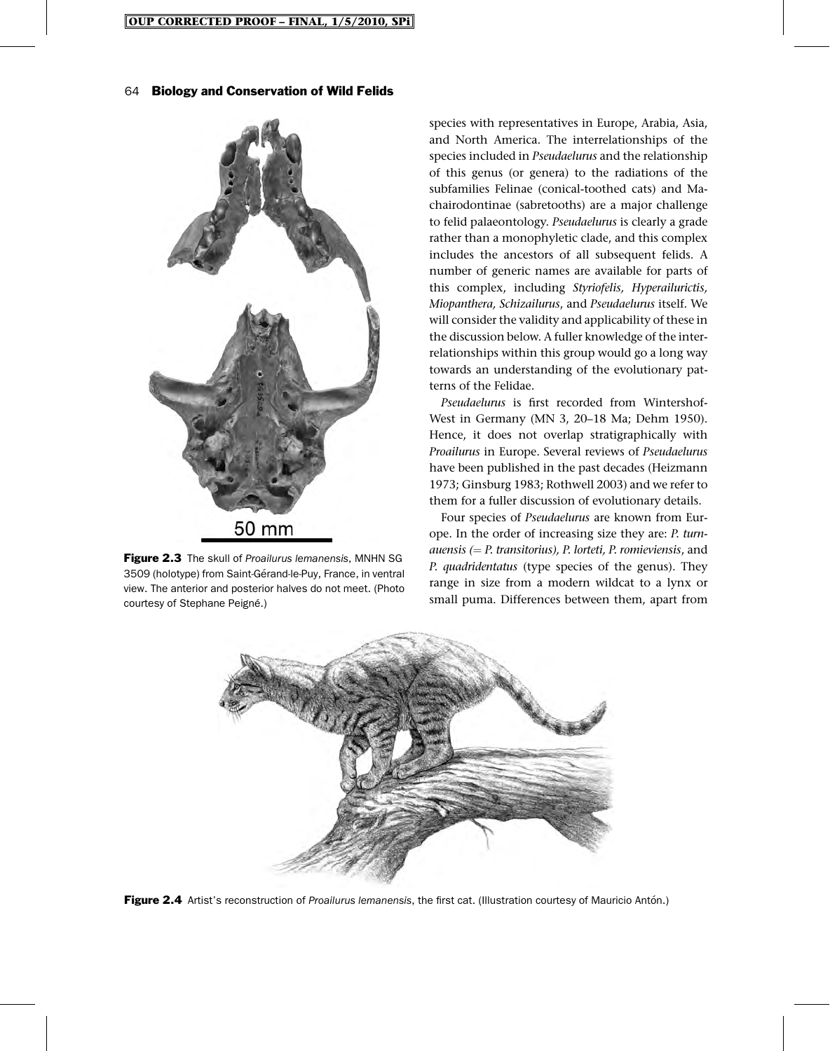**Figure 2.3** The skull of *Proailurus lemanensis*, MNHN SG 3509 (holotype) from Saint-Gérand-le-Puy, France, in ventral view. The anterior and posterior halves do not meet. (Photo courtesy of Stephane Peigné.)

species with representatives in Europe, Arabia, Asia, and North America. The interrelationships of the species included in *Pseudaelurus* and the relationship of this genus (or genera) to the radiations of the subfamilies Felinae (conical-toothed cats) and Machairodontinae (sabretooths) are a major challenge to felid palaeontology. *Pseudaelurus* is clearly a grade rather than a monophyletic clade, and this complex includes the ancestors of all subsequent felids. A number of generic names are available for parts of this complex, including *Styriofelis, Hyperailurictis, Miopanthera, Schizailurus*, and *Pseudaelurus* itself. We will consider the validity and applicability of these in the discussion below. A fuller knowledge of the interrelationships within this group would go a long way towards an understanding of the evolutionary patterns of the Felidae.

*Pseudaelurus* is first recorded from Wintershof-West in Germany (MN 3, 20–18 Ma; Dehm 1950). Hence, it does not overlap stratigraphically with *Proailurus* in Europe. Several reviews of *Pseudaelurus* have been published in the past decades (Heizmann 1973; Ginsburg 1983; Rothwell 2003) and we refer to them for a fuller discussion of evolutionary details.

Four species of *Pseudaelurus* are known from Europe. In the order of increasing size they are: *P. turnauensis (= P. transitorius), P. lorteti, P. romieviensis*, and *P. quadridentatus* (type species of the genus). They range in size from a modern wildcat to a lynx or small puma. Differences between them, apart from

**Figure 2.4** Artist's reconstruction of *Proailurus lemanensis*, the first cat. (Illustration courtesy of Mauricio Antón.)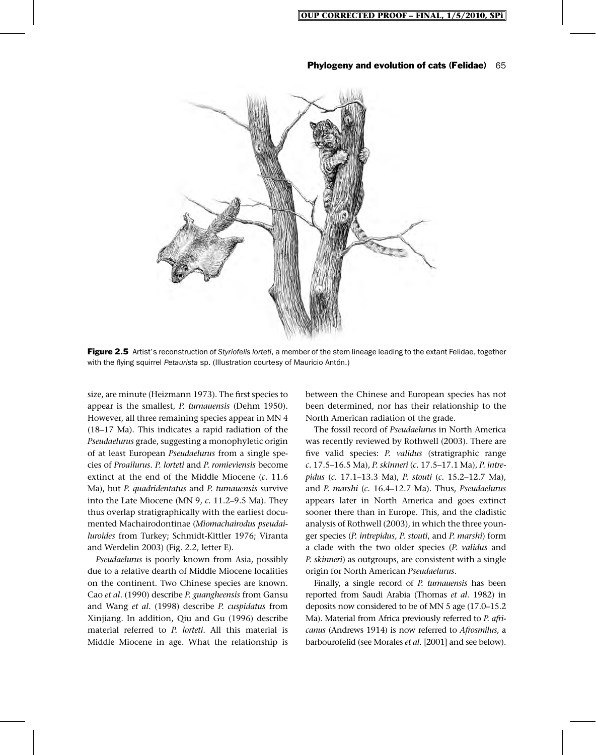**Figure 2.5** Artist's reconstruction of *Styriofelis lorteti*, a member of the stem lineage leading to the extant Felidae, together with the flying squirrel *Petaurista* sp. (Illustration courtesy of Mauricio Antón.)

size, are minute (Heizmann 1973). The first species to appear is the smallest, *P. turnauensis* (Dehm 1950). However, all three remaining species appear in MN 4 (18–17 Ma). This indicates a rapid radiation of the *Pseudaelurus* grade, suggesting a monophyletic origin of at least European *Pseudaelurus* from a single species of *Proailurus*. *P. lorteti* and *P. romieviensis* become extinct at the end of the Middle Miocene (*c.* 11.6 Ma), but *P. quadridentatus* and *P. turnauensis* survive into the Late Miocene (MN 9, *c.* 11.2–9.5 Ma). They thus overlap stratigraphically with the earliest documented Machairodontinae (*Miomachairodus pseudailuroides* from Turkey; Schmidt-Kittler 1976; Viranta and Werdelin 2003) (Fig. 2.2, letter E).

*Pseudaelurus* is poorly known from Asia, possibly due to a relative dearth of Middle Miocene localities on the continent. Two Chinese species are known. Cao *et al*. (1990) describe *P. guangheensis* from Gansu and Wang *et al*. (1998) describe *P. cuspidatus* from Xinjiang. In addition, Qiu and Gu (1996) describe material referred to *P. lorteti*. All this material is Middle Miocene in age. What the relationship is between the Chinese and European species has not been determined, nor has their relationship to the North American radiation of the grade.

The fossil record of *Pseudaelurus* in North America was recently reviewed by Rothwell (2003). There are five valid species: *P. validus* (stratigraphic range *c.* 17.5–16.5 Ma), *P. skinneri* (*c.* 17.5–17.1 Ma), *P. intrepidus* (*c.* 17.1–13.3 Ma), *P. stouti* (*c.* 15.2–12.7 Ma), and *P. marshi* (*c.* 16.4–12.7 Ma). Thus, *Pseudaelurus* appears later in North America and goes extinct sooner there than in Europe. This, and the cladistic analysis of Rothwell (2003), in which the three younger species (*P. intrepidus, P. stouti*, and *P. marshi*) form a clade with the two older species (*P. validus* and *P. skinneri*) as outgroups, are consistent with a single origin for North American *Pseudaelurus*.

Finally, a single record of *P. turnauensis* has been reported from Saudi Arabia (Thomas *et al*. 1982) in deposits now considered to be of MN 5 age (17.0–15.2 Ma). Material from Africa previously referred to *P. africanus* (Andrews 1914) is now referred to *Afrosmilus*, a barbourofelid (see Morales *et al*. [2001] and see below).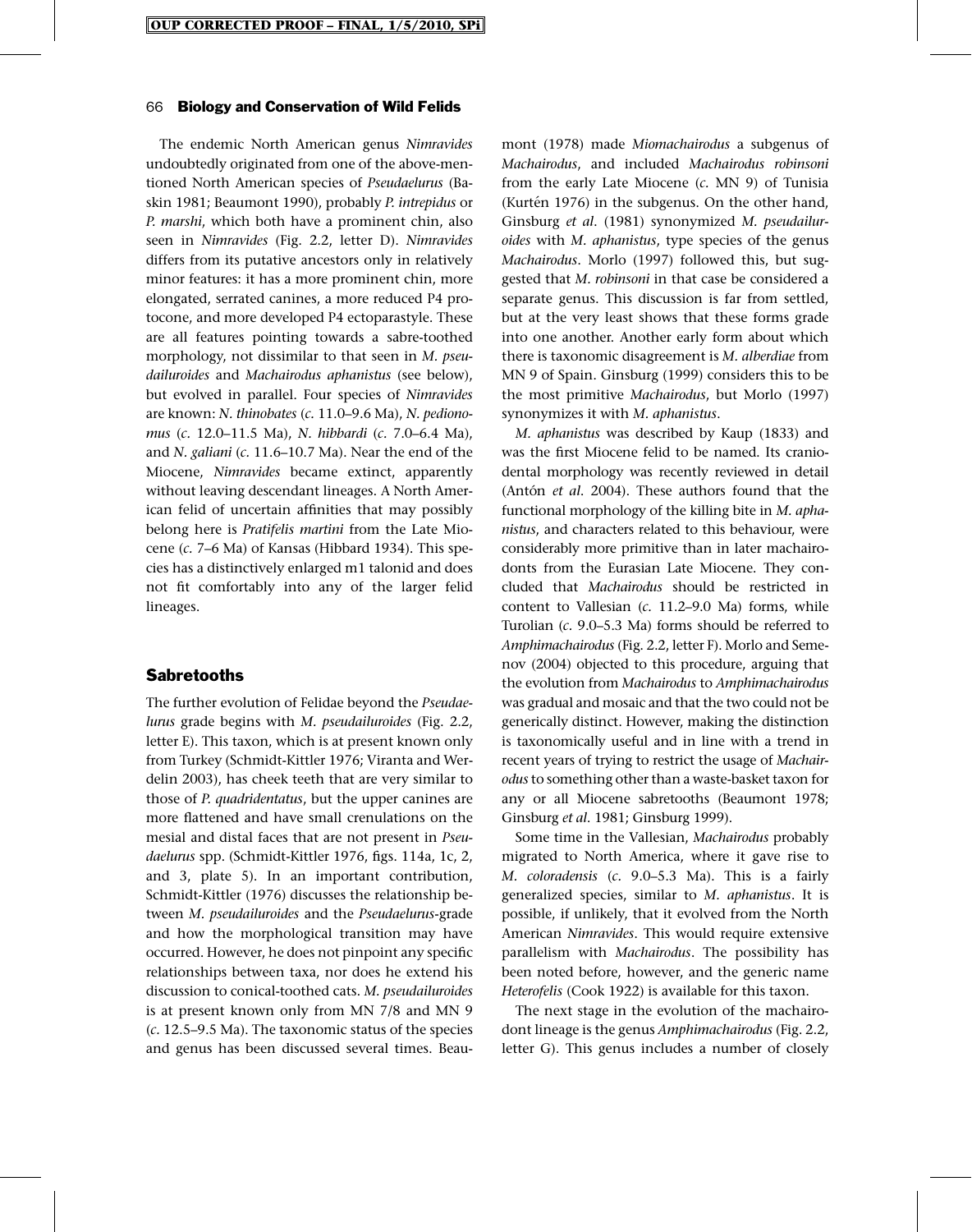The endemic North American genus *Nimravides* undoubtedly originated from one of the above-mentioned North American species of *Pseudaelurus* (Baskin 1981; Beaumont 1990), probably *P. intrepidus* or *P. marshi*, which both have a prominent chin, also seen in *Nimravides* (Fig. 2.2, letter D). *Nimravides* differs from its putative ancestors only in relatively minor features: it has a more prominent chin, more elongated, serrated canines, a more reduced P4 protocone, and more developed P4 ectoparastyle. These are all features pointing towards a sabre-toothed morphology, not dissimilar to that seen in *M. pseudailuroides* and *Machairodus aphanistus* (see below), but evolved in parallel. Four species of *Nimravides* are known: *N. thinobates* (*c.* 11.0–9.6 Ma), *N. pedionomus* (*c.* 12.0–11.5 Ma), *N. hibbardi* (*c.* 7.0–6.4 Ma), and *N. galiani* (*c.* 11.6–10.7 Ma). Near the end of the Miocene, *Nimravides* became extinct, apparently without leaving descendant lineages. A North American felid of uncertain affinities that may possibly belong here is *Pratifelis martini* from the Late Miocene (*c.* 7–6 Ma) of Kansas (Hibbard 1934). This species has a distinctively enlarged m1 talonid and does not fit comfortably into any of the larger felid lineages.

## Sabretooths

The further evolution of Felidae beyond the *Pseudaelurus* grade begins with *M. pseudailuroides* (Fig. 2.2, letter E). This taxon, which is at present known only from Turkey (Schmidt-Kittler 1976; Viranta and Werdelin 2003), has cheek teeth that are very similar to those of *P. quadridentatus*, but the upper canines are more flattened and have small crenulations on the mesial and distal faces that are not present in *Pseudaelurus* spp. (Schmidt-Kittler 1976, figs. 114a, 1c, 2, and 3, plate 5). In an important contribution, Schmidt-Kittler (1976) discusses the relationship between *M. pseudailuroides* and the *Pseudaelurus*-grade and how the morphological transition may have occurred. However, he does not pinpoint any specific relationships between taxa, nor does he extend his discussion to conical-toothed cats. *M. pseudailuroides* is at present known only from MN 7/8 and MN 9 (*c.* 12.5–9.5 Ma). The taxonomic status of the species and genus has been discussed several times. Beaumont (1978) made *Miomachairodus* a subgenus of *Machairodus*, and included *Machairodus robinsoni* from the early Late Miocene (*c.* MN 9) of Tunisia (Kurtén 1976) in the subgenus. On the other hand, Ginsburg *et al.* (1981) synonymized *M. pseudailuroides* with *M. aphanistus*, type species of the genus *Machairodus*. Morlo (1997) followed this, but suggested that *M. robinsoni* in that case be considered a separate genus. This discussion is far from settled, but at the very least shows that these forms grade into one another. Another early form about which there is taxonomic disagreement is *M. alberdiae* from MN 9 of Spain. Ginsburg (1999) considers this to be the most primitive *Machairodus*, but Morlo (1997) synonymizes it with *M. aphanistus*.

*M. aphanistus* was described by Kaup (1833) and was the first Miocene felid to be named. Its craniodental morphology was recently reviewed in detail (Antón *et al.* 2004). These authors found that the functional morphology of the killing bite in *M. aphanistus*, and characters related to this behaviour, were considerably more primitive than in later machairodonts from the Eurasian Late Miocene. They concluded that *Machairodus* should be restricted in content to Vallesian (*c.* 11.2–9.0 Ma) forms, while Turolian (*c.* 9.0–5.3 Ma) forms should be referred to *Amphimachairodus* (Fig. 2.2, letter F). Morlo and Semenov (2004) objected to this procedure, arguing that the evolution from *Machairodus* to *Amphimachairodus* was gradual and mosaic and that the two could not be generically distinct. However, making the distinction is taxonomically useful and in line with a trend in recent years of trying to restrict the usage of *Machairodus* to something other than a waste-basket taxon for any or all Miocene sabretooths (Beaumont 1978; Ginsburg *et al.* 1981; Ginsburg 1999).

Some time in the Vallesian, *Machairodus* probably migrated to North America, where it gave rise to *M. coloradensis* (*c.* 9.0–5.3 Ma). This is a fairly generalized species, similar to *M. aphanistus*. It is possible, if unlikely, that it evolved from the North American *Nimravides*. This would require extensive parallelism with *Machairodus*. The possibility has been noted before, however, and the generic name *Heterofelis* (Cook 1922) is available for this taxon.

The next stage in the evolution of the machairodont lineage is the genus *Amphimachairodus* (Fig. 2.2, letter G). This genus includes a number of closely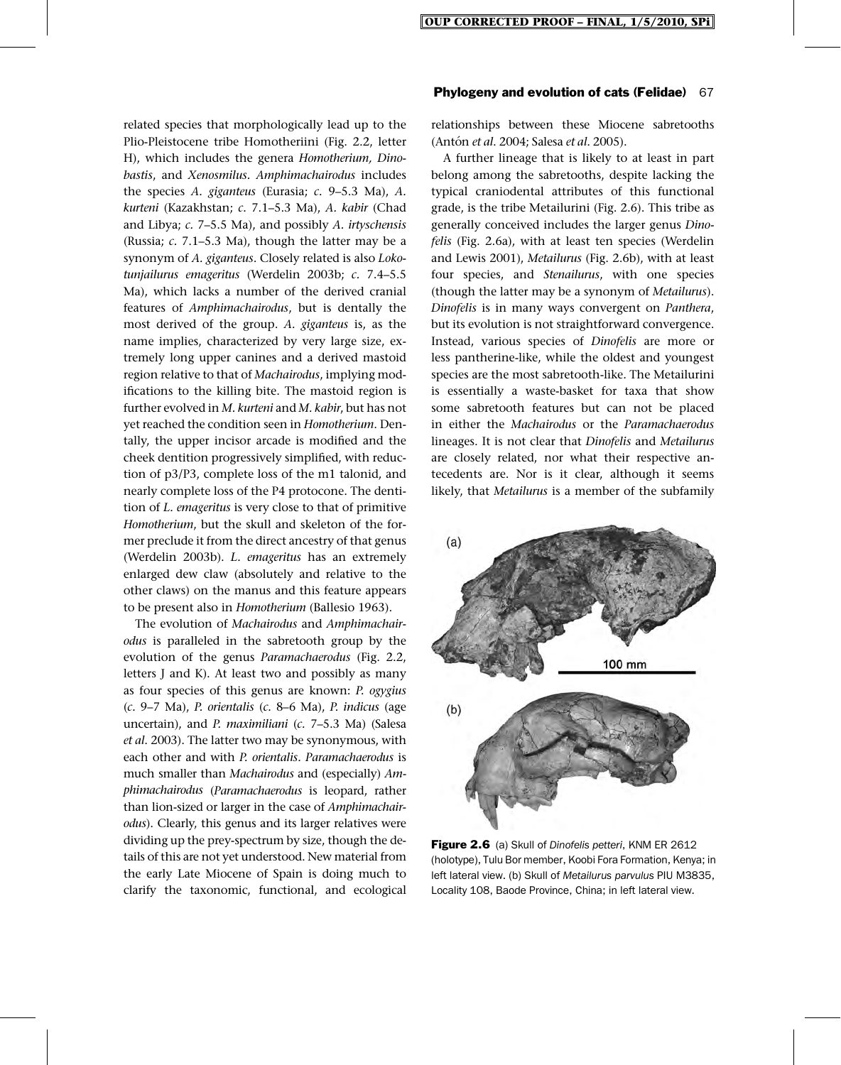related species that morphologically lead up to the Plio-Pleistocene tribe Homotheriini (Fig. 2.2, letter H), which includes the genera *Homotherium, Dinobastis*, and *Xenosmilus*. *Amphimachairodus* includes the species *A. giganteus* (Eurasia; *c.* 9–5.3 Ma), *A. kurteni* (Kazakhstan; *c.* 7.1–5.3 Ma), *A. kabir* (Chad and Libya; *c.* 7–5.5 Ma), and possibly *A. irtyschensis* (Russia; *c.* 7.1–5.3 Ma), though the latter may be a synonym of *A. giganteus*. Closely related is also *Lokotunjailurus emageritus* (Werdelin 2003b; *c.* 7.4–5.5 Ma), which lacks a number of the derived cranial features of *Amphimachairodus*, but is dentally the most derived of the group. *A. giganteus* is, as the name implies, characterized by very large size, extremely long upper canines and a derived mastoid region relative to that of *Machairodus*, implying modifications to the killing bite. The mastoid region is further evolved in *M. kurteni* and *M. kabir*, but has not yet reached the condition seen in *Homotherium*. Dentally, the upper incisor arcade is modified and the cheek dentition progressively simplified, with reduction of p3/P3, complete loss of the m1 talonid, and nearly complete loss of the P4 protocone. The dentition of *L. emageritus* is very close to that of primitive *Homotherium*, but the skull and skeleton of the former preclude it from the direct ancestry of that genus (Werdelin 2003b). *L. emageritus* has an extremely enlarged dew claw (absolutely and relative to the other claws) on the manus and this feature appears to be present also in *Homotherium* (Ballesio 1963).

The evolution of *Machairodus* and *Amphimachairodus* is paralleled in the sabretooth group by the evolution of the genus *Paramachaerodus* (Fig. 2.2, letters J and K). At least two and possibly as many as four species of this genus are known: *P. ogygius* (*c.* 9–7 Ma), *P. orientalis* (*c.* 8–6 Ma), *P. indicus* (age uncertain), and *P. maximiliani* (*c.* 7–5.3 Ma) (Salesa *et al.* 2003). The latter two may be synonymous, with each other and with *P. orientalis*. *Paramachaerodus* is much smaller than *Machairodus* and (especially) *Amphimachairodus* (*Paramachaerodus* is leopard, rather than lion-sized or larger in the case of *Amphimachairodus*). Clearly, this genus and its larger relatives were dividing up the prey-spectrum by size, though the details of this are not yet understood. New material from the early Late Miocene of Spain is doing much to clarify the taxonomic, functional, and ecological relationships between these Miocene sabretooths (Antón *et al.* 2004; Salesa *et al.* 2005).

A further lineage that is likely to at least in part belong among the sabretooths, despite lacking the typical craniodental attributes of this functional grade, is the tribe Metailurini (Fig. 2.6). This tribe as generally conceived includes the larger genus *Dinofelis* (Fig. 2.6a), with at least ten species (Werdelin and Lewis 2001), *Metailurus* (Fig. 2.6b), with at least four species, and *Stenailurus*, with one species (though the latter may be a synonym of *Metailurus*). *Dinofelis* is in many ways convergent on *Panthera*, but its evolution is not straightforward convergence. Instead, various species of *Dinofelis* are more or less pantherine-like, while the oldest and youngest species are the most sabretooth-like. The Metailurini is essentially a waste-basket for taxa that show some sabretooth features but can not be placed in either the *Machairodus* or the *Paramachaerodus* lineages. It is not clear that *Dinofelis* and *Metailurus* are closely related, nor what their respective antecedents are. Nor is it clear, although it seems likely, that *Metailurus* is a member of the subfamily

**Figure 2.6** (a) Skull of *Dinofelis petteri*, KNM ER 2612 (holotype), Tulu Bor member, Koobi Fora Formation, Kenya; in left lateral view. (b) Skull of *Metailurus parvulus* PIU M3835, Locality 108, Baode Province, China; in left lateral view.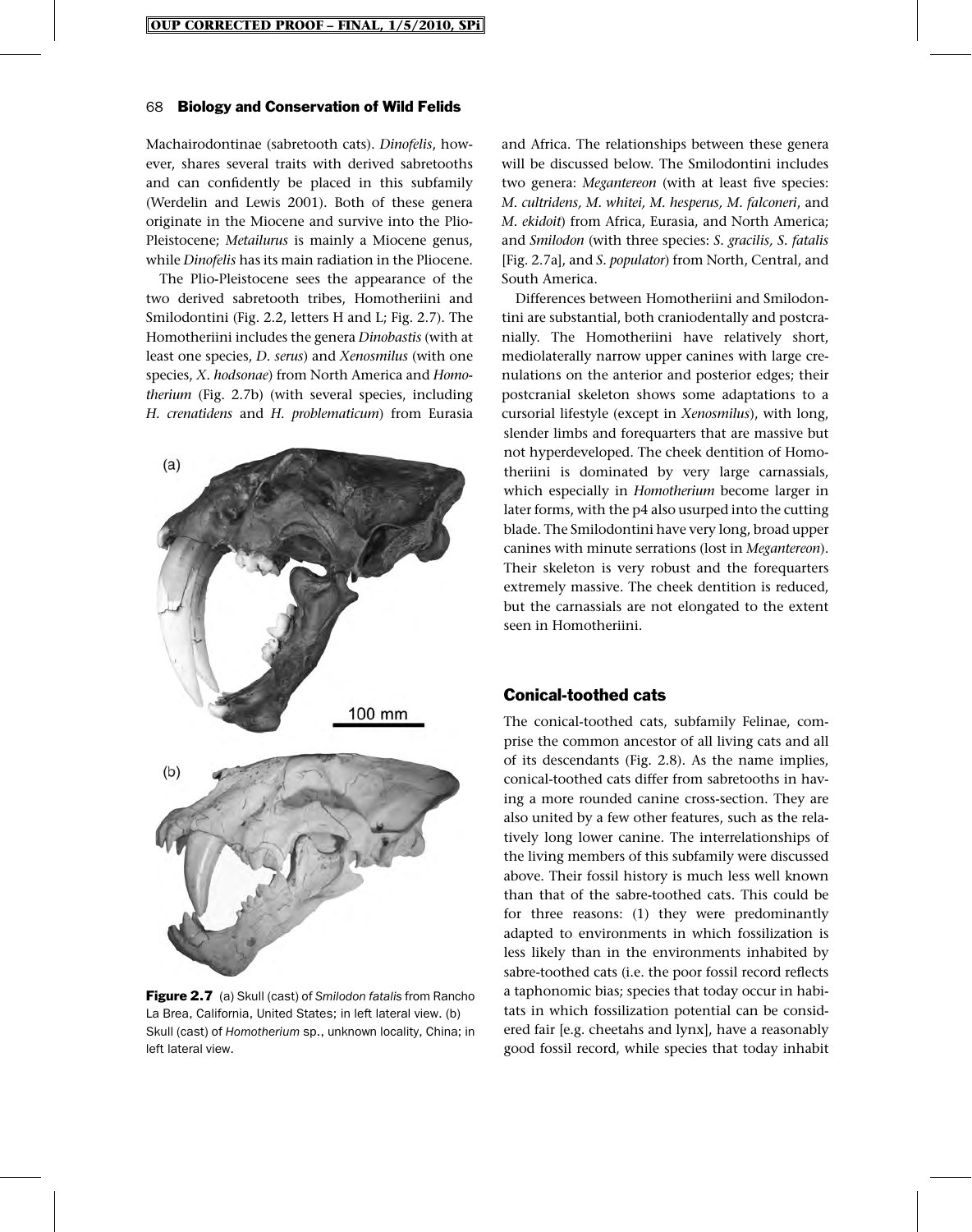Machairodontinae (sabretooth cats). *Dinofelis*, however, shares several traits with derived sabretooths and can confidently be placed in this subfamily (Werdelin and Lewis 2001). Both of these genera originate in the Miocene and survive into the Plio-Pleistocene; *Metailurus* is mainly a Miocene genus, while *Dinofelis* has its main radiation in the Pliocene.

The Plio-Pleistocene sees the appearance of the two derived sabretooth tribes, Homotheriini and Smilodontini (Fig. 2.2, letters H and L; Fig. 2.7). The Homotheriini includes the genera *Dinobastis* (with at least one species, *D. serus*) and *Xenosmilus* (with one species, *X. hodsonae*) from North America and *Homotherium* (Fig. 2.7b) (with several species, including *H. crenatidens* and *H. problematicum*) from Eurasia and Africa. The relationships between these genera will be discussed below. The Smilodontini includes two genera: *Megantereon* (with at least five species: *M. cultridens, M. whitei, M. hesperus, M. falconeri*, and *M. ekidoit*) from Africa, Eurasia, and North America; and *Smilodon* (with three species: *S. gracilis, S. fatalis* [Fig. 2.7a], and *S. populator*) from North, Central, and South America.

Differences between Homotheriini and Smilodontini are substantial, both craniodentally and postcranially. The Homotheriini have relatively short, mediolaterally narrow upper canines with large crenulations on the anterior and posterior edges; their postcranial skeleton shows some adaptations to a cursorial lifestyle (except in *Xenosmilus*), with long, slender limbs and forequarters that are massive but not hyperdeveloped. The cheek dentition of Homotheriini is dominated by very large carnassials, which especially in *Homotherium* become larger in later forms, with the p4 also usurped into the cutting blade. The Smilodontini have very long, broad upper canines with minute serrations (lost in *Megantereon*). Their skeleton is very robust and the forequarters extremely massive. The cheek dentition is reduced, but the carnassials are not elongated to the extent seen in Homotheriini.

(a)

100 mm

(b)

**Figure 2.7** (a) Skull (cast) of *Smilodon fatalis* from Rancho La Brea, California, United States; in left lateral view. (b) Skull (cast) of *Homotherium* sp., unknown locality, China; in left lateral view.

## Conical-toothed cats

The conical-toothed cats, subfamily Felinae, comprise the common ancestor of all living cats and all of its descendants (Fig. 2.8). As the name implies, conical-toothed cats differ from sabretooths in having a more rounded canine cross-section. They are also united by a few other features, such as the relatively long lower canine. The interrelationships of the living members of this subfamily were discussed above. Their fossil history is much less well known than that of the sabre-toothed cats. This could be for three reasons: (1) they were predominantly adapted to environments in which fossilization is less likely than in the environments inhabited by sabre-toothed cats (i.e. the poor fossil record reflects a taphonomic bias; species that today occur in habitats in which fossilization potential can be considered fair [e.g. cheetahs and lynx], have a reasonably good fossil record, while species that today inhabit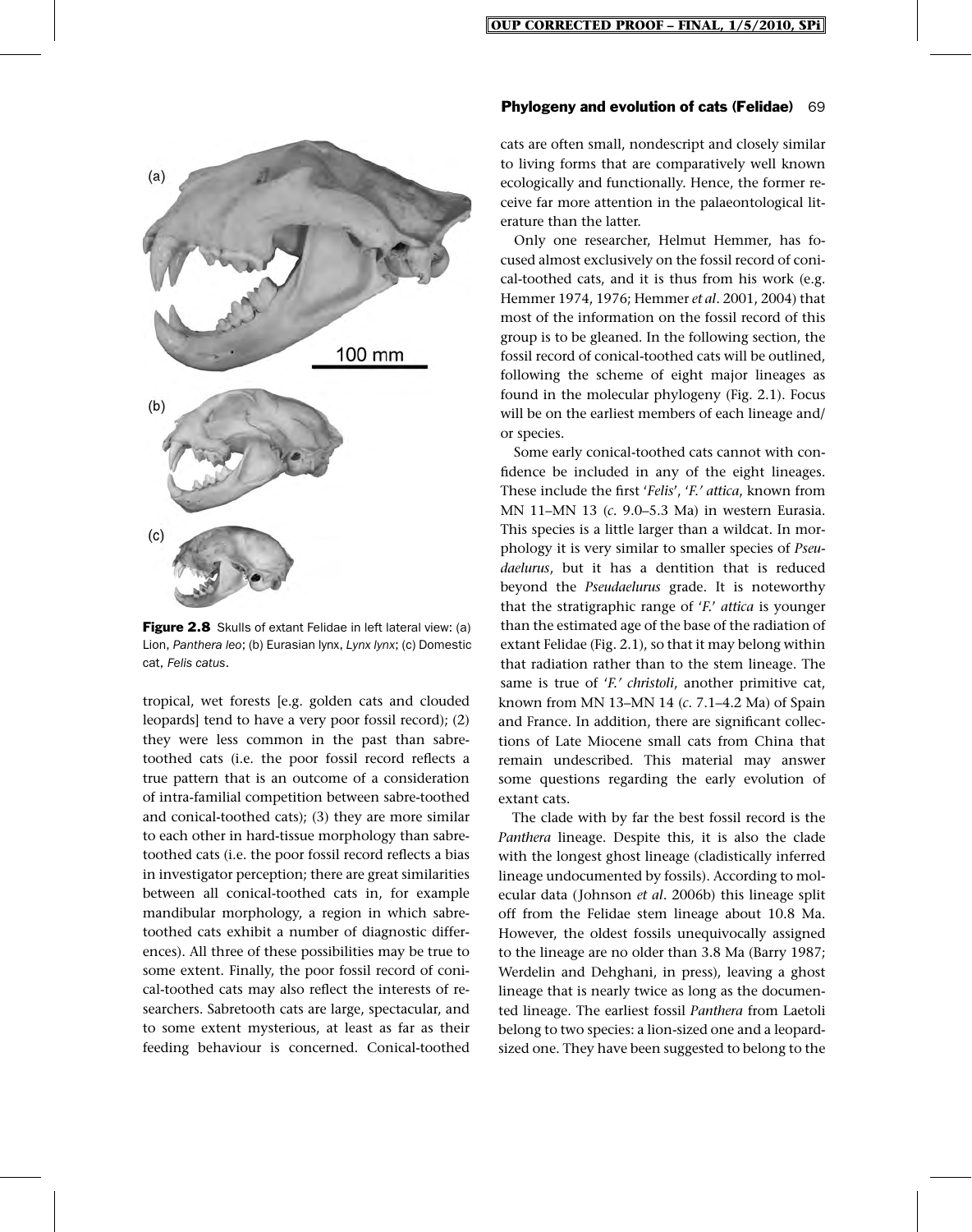Figure 2.8 Skulls of extant Felidae in left lateral view: (a) Lion, *Panthera leo*; (b) Eurasian lynx, *Lynx lynx*; (c) Domestic cat, *Felis catus*.

tropical, wet forests [e.g. golden cats and clouded leopards] tend to have a very poor fossil record); (2) they were less common in the past than sabre-toothed cats (i.e. the poor fossil record reflects a true pattern that is an outcome of a consideration of intra-familial competition between sabre-toothed and conical-toothed cats); (3) they are more similar to each other in hard-tissue morphology than sabre-toothed cats (i.e. the poor fossil record reflects a bias in investigator perception; there are great similarities between all conical-toothed cats in, for example mandibular morphology, a region in which sabre-toothed cats exhibit a number of diagnostic differences). All three of these possibilities may be true to some extent. Finally, the poor fossil record of conical-toothed cats may also reflect the interests of researchers. Sabretooth cats are large, spectacular, and to some extent mysterious, at least as far as their feeding behaviour is concerned. Conical-toothed cats are often small, nondescript and closely similar to living forms that are comparatively well known ecologically and functionally. Hence, the former receive far more attention in the palaeontological literature than the latter.

Only one researcher, Helmut Hemmer, has focused almost exclusively on the fossil record of conical-toothed cats, and it is thus from his work (e.g. Hemmer 1974, 1976; Hemmer *et al*. 2001, 2004) that most of the information on the fossil record of this group is to be gleaned. In the following section, the fossil record of conical-toothed cats will be outlined, following the scheme of eight major lineages as found in the molecular phylogeny (Fig. 2.1). Focus will be on the earliest members of each lineage and/or species.

Some early conical-toothed cats cannot with confidence be included in any of the eight lineages. These include the first '*Felis*', '*F.' attica*, known from MN 11–MN 13 (*c.* 9.0–5.3 Ma) in western Eurasia. This species is a little larger than a wildcat. In morphology it is very similar to smaller species of *Pseudaelurus*, but it has a dentition that is reduced beyond the *Pseudaelurus* grade. It is noteworthy that the stratigraphic range of '*F.' attica* is younger than the estimated age of the base of the radiation of extant Felidae (Fig. 2.1), so that it may belong within that radiation rather than to the stem lineage. The same is true of '*F.' christoli*, another primitive cat, known from MN 13–MN 14 (*c.* 7.1–4.2 Ma) of Spain and France. In addition, there are significant collections of Late Miocene small cats from China that remain undescribed. This material may answer some questions regarding the early evolution of extant cats.

The clade with by far the best fossil record is the *Panthera* lineage. Despite this, it is also the clade with the longest ghost lineage (cladistically inferred lineage undocumented by fossils). According to molecular data (Johnson *et al*. 2006b) this lineage split off from the Felidae stem lineage about 10.8 Ma. However, the oldest fossils unequivocally assigned to the lineage are no older than 3.8 Ma (Barry 1987; Werdelin and Dehghani, in press), leaving a ghost lineage that is nearly twice as long as the documented lineage. The earliest fossil *Panthera* from Laetoli belong to two species: a lion-sized one and a leopard-sized one. They have been suggested to belong to the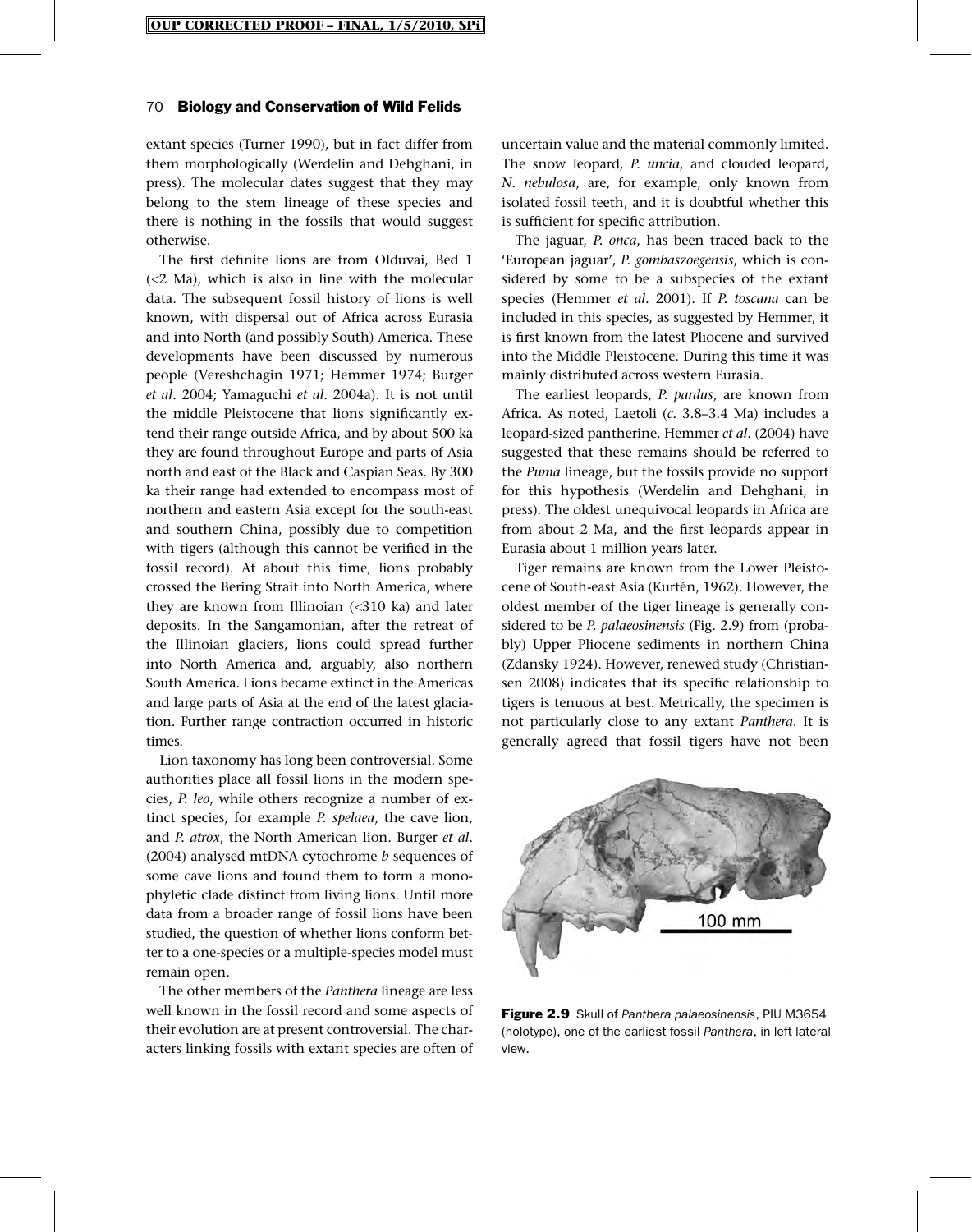extant species (Turner 1990), but in fact differ from them morphologically (Werdelin and Dehghani, in press). The molecular dates suggest that they may belong to the stem lineage of these species and there is nothing in the fossils that would suggest otherwise.

The first definite lions are from Olduvai, Bed 1 (<2 Ma), which is also in line with the molecular data. The subsequent fossil history of lions is well known, with dispersal out of Africa across Eurasia and into North (and possibly South) America. These developments have been discussed by numerous people (Vereshchagin 1971; Hemmer 1974; Burger *et al*. 2004; Yamaguchi *et al*. 2004a). It is not until the middle Pleistocene that lions significantly extend their range outside Africa, and by about 500 ka they are found throughout Europe and parts of Asia north and east of the Black and Caspian Seas. By 300 ka their range had extended to encompass most of northern and eastern Asia except for the south-east and southern China, possibly due to competition with tigers (although this cannot be verified in the fossil record). At about this time, lions probably crossed the Bering Strait into North America, where they are known from Illinoian (<310 ka) and later deposits. In the Sangamonian, after the retreat of the Illinoian glaciers, lions could spread further into North America and, arguably, also northern South America. Lions became extinct in the Americas and large parts of Asia at the end of the latest glaciation. Further range contraction occurred in historic times.

Lion taxonomy has long been controversial. Some authorities place all fossil lions in the modern species, *P. leo*, while others recognize a number of extinct species, for example *P. spelaea*, the cave lion, and *P. atrox*, the North American lion. Burger *et al*. (2004) analysed mtDNA cytochrome *b* sequences of some cave lions and found them to form a monophyletic clade distinct from living lions. Until more data from a broader range of fossil lions have been studied, the question of whether lions conform better to a one-species or a multiple-species model must remain open.

The other members of the *Panthera* lineage are less well known in the fossil record and some aspects of their evolution are at present controversial. The characters linking fossils with extant species are often of uncertain value and the material commonly limited. The snow leopard, *P. uncia*, and clouded leopard, *N. nebulosa*, are, for example, only known from isolated fossil teeth, and it is doubtful whether this is sufficient for specific attribution.

The jaguar, *P. onca*, has been traced back to the 'European jaguar', *P. gombaszoegensis*, which is considered by some to be a subspecies of the extant species (Hemmer *et al*. 2001). If *P. toscana* can be included in this species, as suggested by Hemmer, it is first known from the latest Pliocene and survived into the Middle Pleistocene. During this time it was mainly distributed across western Eurasia.

The earliest leopards, *P. pardus*, are known from Africa. As noted, Laetoli (*c*. 3.8–3.4 Ma) includes a leopard-sized pantherine. Hemmer *et al*. (2004) have suggested that these remains should be referred to the *Puma* lineage, but the fossils provide no support for this hypothesis (Werdelin and Dehghani, in press). The oldest unequivocal leopards in Africa are from about 2 Ma, and the first leopards appear in Eurasia about 1 million years later.

Tiger remains are known from the Lower Pleistocene of South-east Asia (Kurtén, 1962). However, the oldest member of the tiger lineage is generally considered to be *P. palaeosinensis* (Fig. 2.9) from (probably) Upper Pliocene sediments in northern China (Zdansky 1924). However, renewed study (Christiansen 2008) indicates that its specific relationship to tigers is tenuous at best. Metrically, the specimen is not particularly close to any extant *Panthera*. It is generally agreed that fossil tigers have not been

100 mm

**Figure 2.9** Skull of *Panthera palaeosinensis*, PIU M3654 (holotype), one of the earliest fossil *Panthera*, in left lateral view.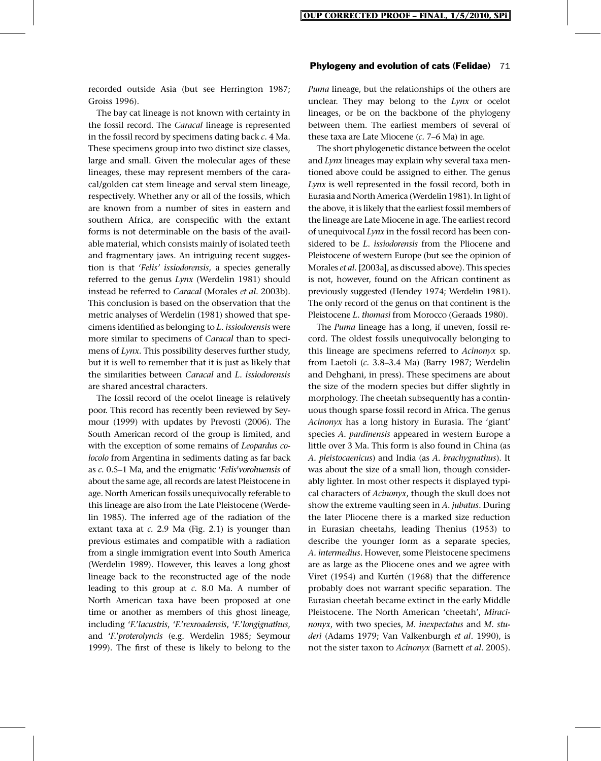recorded outside Asia (but see Herrington 1987; Groiss 1996).

The bay cat lineage is not known with certainty in the fossil record. The *Caracal* lineage is represented in the fossil record by specimens dating back *c*. 4 Ma. These specimens group into two distinct size classes, large and small. Given the molecular ages of these lineages, these may represent members of the caracal/golden cat stem lineage and serval stem lineage, respectively. Whether any or all of the fossils, which are known from a number of sites in eastern and southern Africa, are conspecific with the extant forms is not determinable on the basis of the available material, which consists mainly of isolated teeth and fragmentary jaws. An intriguing recent suggestion is that '*Felis' issiodorensis*, a species generally referred to the genus *Lynx* (Werdelin 1981) should instead be referred to *Caracal* (Morales *et al*. 2003b). This conclusion is based on the observation that the metric analyses of Werdelin (1981) showed that specimens identified as belonging to *L. issiodorensis* were more similar to specimens of *Caracal* than to specimens of *Lynx*. This possibility deserves further study, but it is well to remember that it is just as likely that the similarities between *Caracal* and *L. issiodorensis* are shared ancestral characters.

The fossil record of the ocelot lineage is relatively poor. This record has recently been reviewed by Seymour (1999) with updates by Prevosti (2006). The South American record of the group is limited, and with the exception of some remains of *Leopardus colocolo* from Argentina in sediments dating as far back as *c*. 0.5–1 Ma, and the enigmatic '*Felis*'*vorohuensis* of about the same age, all records are latest Pleistocene in age. North American fossils unequivocally referable to this lineage are also from the Late Pleistocene (Werdelin 1985). The inferred age of the radiation of the extant taxa at *c*. 2.9 Ma (Fig. 2.1) is younger than previous estimates and compatible with a radiation from a single immigration event into South America (Werdelin 1989). However, this leaves a long ghost lineage back to the reconstructed age of the node leading to this group at *c*. 8.0 Ma. A number of North American taxa have been proposed at one time or another as members of this ghost lineage, including '*F.*'*lacustris*, '*F.*'*rexroadensis*, '*F.*'*longignathus*, and '*F.*'*proterolyncis* (e.g. Werdelin 1985; Seymour 1999). The first of these is likely to belong to the *Puma* lineage, but the relationships of the others are unclear. They may belong to the *Lynx* or ocelot lineages, or be on the backbone of the phylogeny between them. The earliest members of several of these taxa are Late Miocene (*c*. 7–6 Ma) in age.

The short phylogenetic distance between the ocelot and *Lynx* lineages may explain why several taxa mentioned above could be assigned to either. The genus *Lynx* is well represented in the fossil record, both in Eurasia and North America (Werdelin 1981). In light of the above, it is likely that the earliest fossil members of the lineage are Late Miocene in age. The earliest record of unequivocal *Lynx* in the fossil record has been considered to be *L. issiodorensis* from the Pliocene and Pleistocene of western Europe (but see the opinion of Morales *et al*. [2003a], as discussed above). This species is not, however, found on the African continent as previously suggested (Hendey 1974; Werdelin 1981). The only record of the genus on that continent is the Pleistocene *L. thomasi* from Morocco (Geraads 1980).

The *Puma* lineage has a long, if uneven, fossil record. The oldest fossils unequivocally belonging to this lineage are specimens referred to *Acinonyx* sp. from Laetoli (*c*. 3.8–3.4 Ma) (Barry 1987; Werdelin and Dehghani, in press). These specimens are about the size of the modern species but differ slightly in morphology. The cheetah subsequently has a continuous though sparse fossil record in Africa. The genus *Acinonyx* has a long history in Eurasia. The 'giant' species *A. pardinensis* appeared in western Europe a little over 3 Ma. This form is also found in China (as *A. pleistocaenicus*) and India (as *A. brachygnathus*). It was about the size of a small lion, though considerably lighter. In most other respects it displayed typical characters of *Acinonyx*, though the skull does not show the extreme vaulting seen in *A. jubatus*. During the later Pliocene there is a marked size reduction in Eurasian cheetahs, leading Thenius (1953) to describe the younger form as a separate species, *A. intermedius*. However, some Pleistocene specimens are as large as the Pliocene ones and we agree with Viret (1954) and Kurtén (1968) that the difference probably does not warrant specific separation. The Eurasian cheetah became extinct in the early Middle Pleistocene. The North American 'cheetah', *Miracinonyx*, with two species, *M. inexpectatus* and *M. studeri* (Adams 1979; Van Valkenburgh *et al*. 1990), is not the sister taxon to *Acinonyx* (Barnett *et al*. 2005).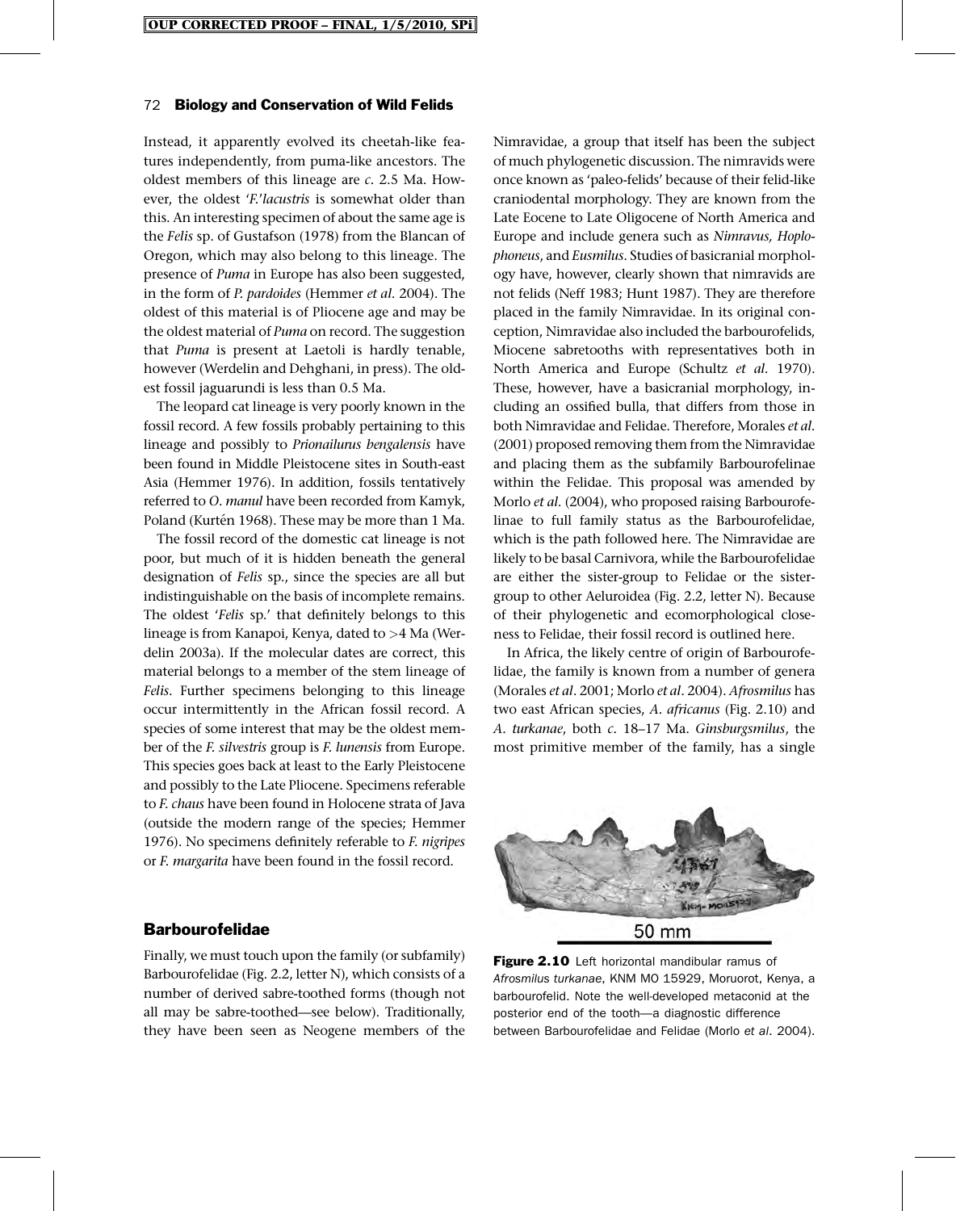Instead, it apparently evolved its cheetah-like features independently, from puma-like ancestors. The oldest members of this lineage are *c.* 2.5 Ma. However, the oldest '*F.*'*lacustris* is somewhat older than this. An interesting specimen of about the same age is the *Felis* sp. of Gustafson (1978) from the Blancan of Oregon, which may also belong to this lineage. The presence of *Puma* in Europe has also been suggested, in the form of *P. pardoides* (Hemmer *et al.* 2004). The oldest of this material is of Pliocene age and may be the oldest material of *Puma* on record. The suggestion that *Puma* is present at Laetoli is hardly tenable, however (Werdelin and Dehghani, in press). The oldest fossil jaguarundi is less than 0.5 Ma.

The leopard cat lineage is very poorly known in the fossil record. A few fossils probably pertaining to this lineage and possibly to *Prionailurus bengalensis* have been found in Middle Pleistocene sites in South-east Asia (Hemmer 1976). In addition, fossils tentatively referred to *O. manul* have been recorded from Kamyk, Poland (Kurtén 1968). These may be more than 1 Ma.

The fossil record of the domestic cat lineage is not poor, but much of it is hidden beneath the general designation of *Felis* sp., since the species are all but indistinguishable on the basis of incomplete remains. The oldest '*Felis* sp.' that definitely belongs to this lineage is from Kanapoi, Kenya, dated to >4 Ma (Werdelin 2003a). If the molecular dates are correct, this material belongs to a member of the stem lineage of *Felis*. Further specimens belonging to this lineage occur intermittently in the African fossil record. A species of some interest that may be the oldest member of the *F. silvestris* group is *F. lunensis* from Europe. This species goes back at least to the Early Pleistocene and possibly to the Late Pliocene. Specimens referable to *F. chaus* have been found in Holocene strata of Java (outside the modern range of the species; Hemmer 1976). No specimens definitely referable to *F. nigripes* or *F. margarita* have been found in the fossil record.

## Barbourofelidae

Finally, we must touch upon the family (or subfamily) Barbourofelidae (Fig. 2.2, letter N), which consists of a number of derived sabre-toothed forms (though not all may be sabre-toothed—see below). Traditionally, they have been seen as Neogene members of the Nimravidae, a group that itself has been the subject of much phylogenetic discussion. The nimravids were once known as 'paleo-felids' because of their felid-like craniodental morphology. They are known from the Late Eocene to Late Oligocene of North America and Europe and include genera such as *Nimravus, Hoplophoneus*, and *Eusmilus*. Studies of basicranial morphology have, however, clearly shown that nimravids are not felids (Neff 1983; Hunt 1987). They are therefore placed in the family Nimravidae. In its original conception, Nimravidae also included the barbourofelids, Miocene sabretooths with representatives both in North America and Europe (Schultz *et al.* 1970). These, however, have a basicranial morphology, including an ossified bulla, that differs from those in both Nimravidae and Felidae. Therefore, Morales *et al.* (2001) proposed removing them from the Nimravidae and placing them as the subfamily Barbourofelinae within the Felidae. This proposal was amended by Morlo *et al.* (2004), who proposed raising Barbourofelinae to full family status as the Barbourofelidae, which is the path followed here. The Nimravidae are likely to be basal Carnivora, while the Barbourofelidae are either the sister-group to Felidae or the sister-group to other Aeluroidea (Fig. 2.2, letter N). Because of their phylogenetic and ecomorphological closeness to Felidae, their fossil record is outlined here.

In Africa, the likely centre of origin of Barbourofelidae, the family is known from a number of genera (Morales *et al.* 2001; Morlo *et al.* 2004). *Afrosmilus* has two east African species, *A. africanus* (Fig. 2.10) and *A. turkanae*, both *c.* 18–17 Ma. *Ginsburgsmilus*, the most primitive member of the family, has a single

50 mm

**Figure 2.10** Left horizontal mandibular ramus of *Afrosmilus turkanae*, KNM MO 15929, Moruorot, Kenya, a barbourofelid. Note the well-developed metaconid at the posterior end of the tooth—a diagnostic difference between Barbourofelidae and Felidae (Morlo *et al.* 2004).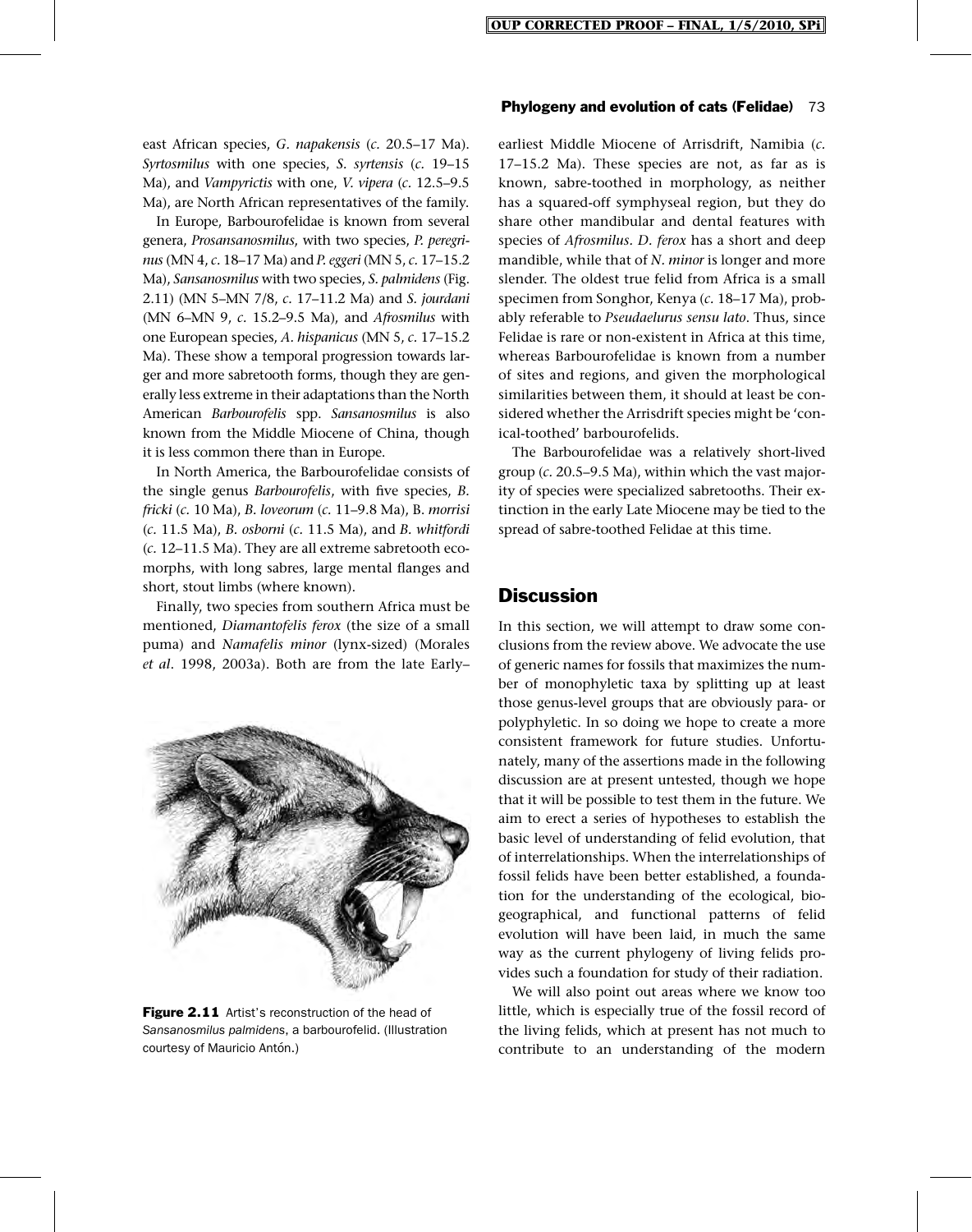east African species, *G. napakensis* (*c.* 20.5–17 Ma). *Syrtosmilus* with one species, *S. syrtensis* (*c.* 19–15 Ma), and *Vampyrictis* with one, *V. vipera* (*c.* 12.5–9.5 Ma), are North African representatives of the family.

In Europe, Barbourofelidae is known from several genera, *Prosansanosmilus*, with two species, *P. peregrinus* (MN 4, *c.* 18–17 Ma) and *P. eggeri* (MN 5, *c.* 17–15.2 Ma), *Sansanosmilus* with two species, *S. palmidens* (Fig. 2.11) (MN 5–MN 7/8, *c.* 17–11.2 Ma) and *S. jourdani* (MN 6–MN 9, *c.* 15.2–9.5 Ma), and *Afrosmilus* with one European species, *A. hispanicus* (MN 5, *c.* 17–15.2 Ma). These show a temporal progression towards larger and more sabretooth forms, though they are generally less extreme in their adaptations than the North American *Barbourofelis* spp. *Sansanosmilus* is also known from the Middle Miocene of China, though it is less common there than in Europe.

In North America, the Barbourofelidae consists of the single genus *Barbourofelis*, with five species, *B. fricki* (*c.* 10 Ma), *B. loveorum* (*c.* 11–9.8 Ma), B. *morrisi* (*c.* 11.5 Ma), *B. osborni* (*c.* 11.5 Ma), and *B. whitfordi* (*c.* 12–11.5 Ma). They are all extreme sabretooth ecomorphs, with long sabres, large mental flanges and short, stout limbs (where known).

Finally, two species from southern Africa must be mentioned, *Diamantofelis ferox* (the size of a small puma) and *Namafelis minor* (lynx-sized) (Morales *et al*. 1998, 2003a). Both are from the late Early–earliest Middle Miocene of Arrisdrift, Namibia (*c.* 17–15.2 Ma). These species are not, as far as is known, sabre-toothed in morphology, as neither has a squared-off symphyseal region, but they do share other mandibular and dental features with species of *Afrosmilus*. *D. ferox* has a short and deep mandible, while that of *N. minor* is longer and more slender. The oldest true felid from Africa is a small specimen from Songhor, Kenya (*c.* 18–17 Ma), probably referable to *Pseudaelurus sensu lato*. Thus, since Felidae is rare or non-existent in Africa at this time, whereas Barbourofelidae is known from a number of sites and regions, and given the morphological similarities between them, it should at least be considered whether the Arrisdrift species might be 'conical-toothed' barbourofelids.

**Figure 2.11** Artist's reconstruction of the head of *Sansanosmilus palmidens*, a barbourofelid. (Illustration courtesy of Mauricio Antón.)

The Barbourofelidae was a relatively short-lived group (*c.* 20.5–9.5 Ma), within which the vast majority of species were specialized sabretooths. Their extinction in the early Late Miocene may be tied to the spread of sabre-toothed Felidae at this time.

## Discussion

In this section, we will attempt to draw some conclusions from the review above. We advocate the use of generic names for fossils that maximizes the number of monophyletic taxa by splitting up at least those genus-level groups that are obviously para- or polyphyletic. In so doing we hope to create a more consistent framework for future studies. Unfortunately, many of the assertions made in the following discussion are at present untested, though we hope that it will be possible to test them in the future. We aim to erect a series of hypotheses to establish the basic level of understanding of felid evolution, that of interrelationships. When the interrelationships of fossil felids have been better established, a foundation for the understanding of the ecological, biogeographical, and functional patterns of felid evolution will have been laid, in much the same way as the current phylogeny of living felids provides such a foundation for study of their radiation.

We will also point out areas where we know too little, which is especially true of the fossil record of the living felids, which at present has not much to contribute to an understanding of the modern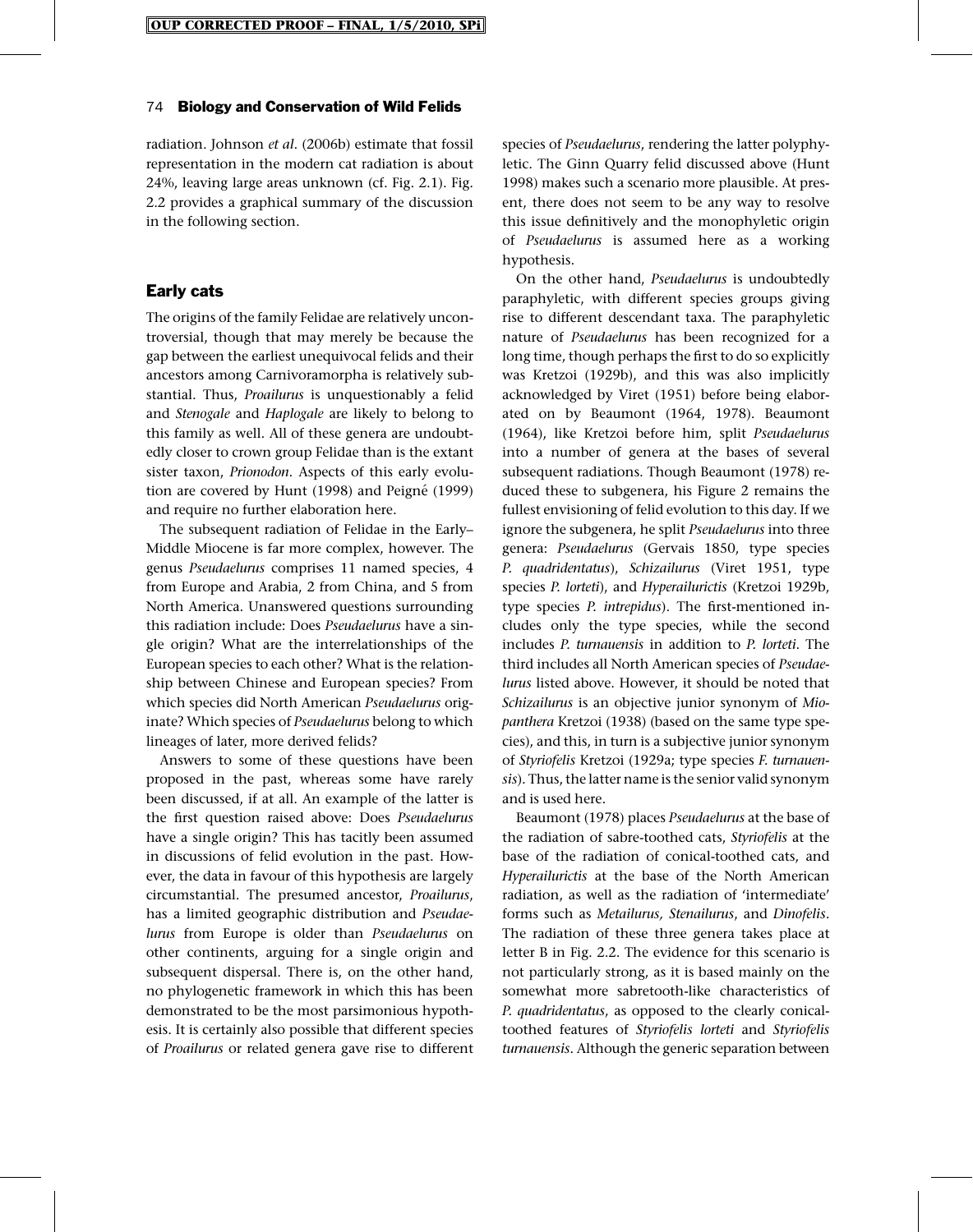radiation. Johnson *et al*. (2006b) estimate that fossil representation in the modern cat radiation is about 24%, leaving large areas unknown (cf. Fig. 2.1). Fig. 2.2 provides a graphical summary of the discussion in the following section.

## Early cats

The origins of the family Felidae are relatively uncontroversial, though that may merely be because the gap between the earliest unequivocal felids and their ancestors among Carnivoramorpha is relatively substantial. Thus, *Proailurus* is unquestionably a felid and *Stenogale* and *Haplogale* are likely to belong to this family as well. All of these genera are undoubtedly closer to crown group Felidae than is the extant sister taxon, *Prionodon*. Aspects of this early evolution are covered by Hunt (1998) and Peigné (1999) and require no further elaboration here.

The subsequent radiation of Felidae in the Early–Middle Miocene is far more complex, however. The genus *Pseudaelurus* comprises 11 named species, 4 from Europe and Arabia, 2 from China, and 5 from North America. Unanswered questions surrounding this radiation include: Does *Pseudaelurus* have a single origin? What are the interrelationships of the European species to each other? What is the relationship between Chinese and European species? From which species did North American *Pseudaelurus* originate? Which species of *Pseudaelurus* belong to which lineages of later, more derived felids?

Answers to some of these questions have been proposed in the past, whereas some have rarely been discussed, if at all. An example of the latter is the first question raised above: Does *Pseudaelurus* have a single origin? This has tacitly been assumed in discussions of felid evolution in the past. However, the data in favour of this hypothesis are largely circumstantial. The presumed ancestor, *Proailurus*, has a limited geographic distribution and *Pseudaelurus* from Europe is older than *Pseudaelurus* on other continents, arguing for a single origin and subsequent dispersal. There is, on the other hand, no phylogenetic framework in which this has been demonstrated to be the most parsimonious hypothesis. It is certainly also possible that different species of *Proailurus* or related genera gave rise to different species of *Pseudaelurus*, rendering the latter polyphyletic. The Ginn Quarry felid discussed above (Hunt 1998) makes such a scenario more plausible. At present, there does not seem to be any way to resolve this issue definitively and the monophyletic origin of *Pseudaelurus* is assumed here as a working hypothesis.

On the other hand, *Pseudaelurus* is undoubtedly paraphyletic, with different species groups giving rise to different descendant taxa. The paraphyletic nature of *Pseudaelurus* has been recognized for a long time, though perhaps the first to do so explicitly was Kretzoi (1929b), and this was also implicitly acknowledged by Viret (1951) before being elaborated on by Beaumont (1964, 1978). Beaumont (1964), like Kretzoi before him, split *Pseudaelurus* into a number of genera at the bases of several subsequent radiations. Though Beaumont (1978) reduced these to subgenera, his Figure 2 remains the fullest envisioning of felid evolution to this day. If we ignore the subgenera, he split *Pseudaelurus* into three genera: *Pseudaelurus* (Gervais 1850, type species *P. quadridentatus*), *Schizailurus* (Viret 1951, type species *P. lorteti*), and *Hyperailurictis* (Kretzoi 1929b, type species *P. intrepidus*). The first-mentioned includes only the type species, while the second includes *P. turnauensis* in addition to *P. lorteti*. The third includes all North American species of *Pseudaelurus* listed above. However, it should be noted that *Schizailurus* is an objective junior synonym of *Miopanthera* Kretzoi (1938) (based on the same type species), and this, in turn is a subjective junior synonym of *Styriofelis* Kretzoi (1929a; type species *F. turnauensis*). Thus, the latter name is the senior valid synonym and is used here.

Beaumont (1978) places *Pseudaelurus* at the base of the radiation of sabre-toothed cats, *Styriofelis* at the base of the radiation of conical-toothed cats, and *Hyperailurictis* at the base of the North American radiation, as well as the radiation of 'intermediate' forms such as *Metailurus, Stenailurus*, and *Dinofelis*. The radiation of these three genera takes place at letter B in Fig. 2.2. The evidence for this scenario is not particularly strong, as it is based mainly on the somewhat more sabretooth-like characteristics of *P. quadridentatus*, as opposed to the clearly conical-toothed features of *Styriofelis lorteti* and *Styriofelis turnauensis*. Although the generic separation between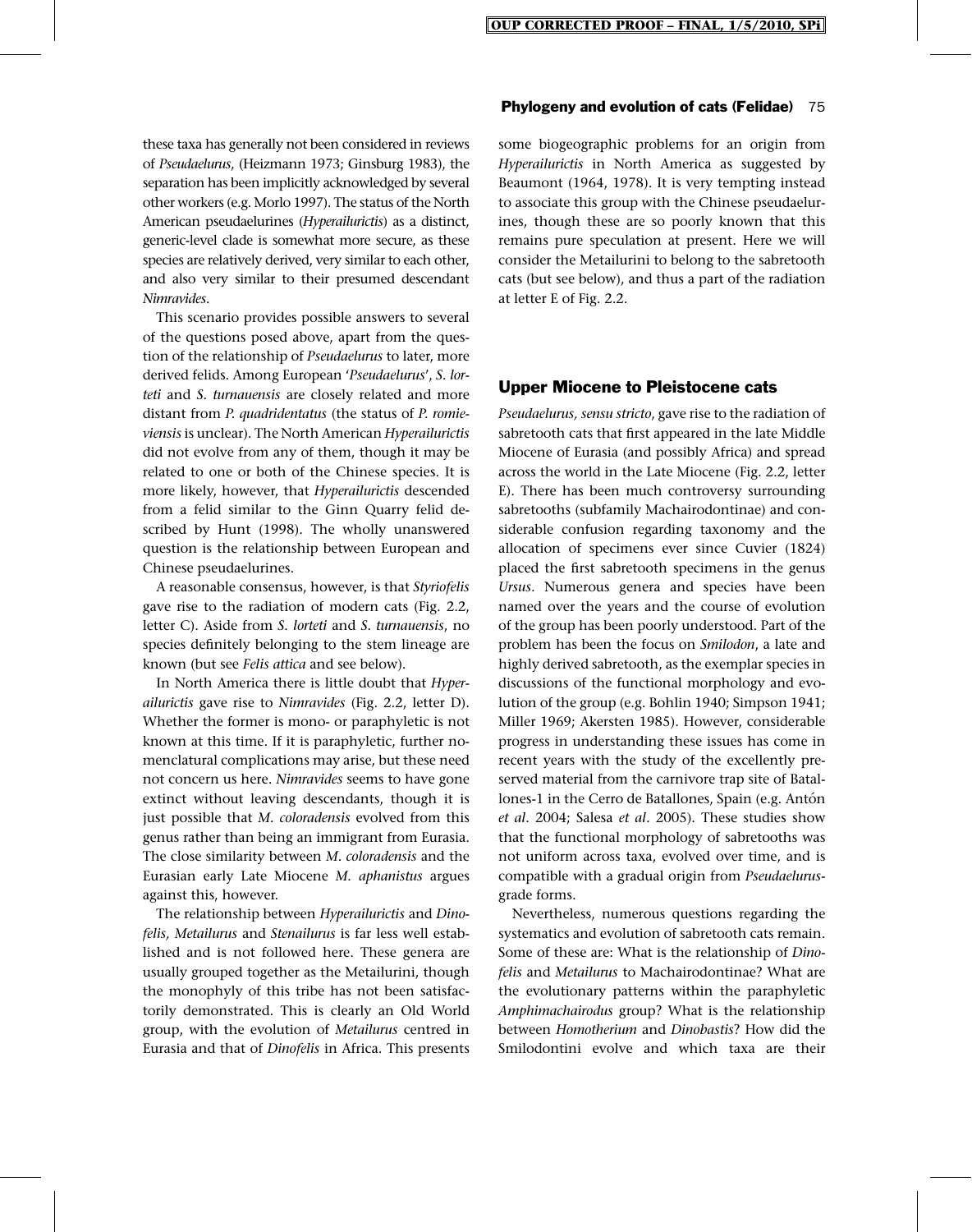these taxa has generally not been considered in reviews of *Pseudaelurus*, (Heizmann 1973; Ginsburg 1983), the separation has been implicitly acknowledged by several other workers (e.g. Morlo 1997). The status of the North American pseudaelurines (*Hyperailurictis*) as a distinct, generic-level clade is somewhat more secure, as these species are relatively derived, very similar to each other, and also very similar to their presumed descendant *Nimravides*.

This scenario provides possible answers to several of the questions posed above, apart from the question of the relationship of *Pseudaelurus* to later, more derived felids. Among European '*Pseudaelurus*', *S. lorteti* and *S. turnauensis* are closely related and more distant from *P. quadridentatus* (the status of *P. romieviensis* is unclear). The North American *Hyperailurictis* did not evolve from any of them, though it may be related to one or both of the Chinese species. It is more likely, however, that *Hyperailurictis* descended from a felid similar to the Ginn Quarry felid described by Hunt (1998). The wholly unanswered question is the relationship between European and Chinese pseudaelurines.

A reasonable consensus, however, is that *Styriofelis* gave rise to the radiation of modern cats (Fig. 2.2, letter C). Aside from *S. lorteti* and *S. turnauensis*, no species definitely belonging to the stem lineage are known (but see *Felis attica* and see below).

In North America there is little doubt that *Hyperailurictis* gave rise to *Nimravides* (Fig. 2.2, letter D). Whether the former is mono- or paraphyletic is not known at this time. If it is paraphyletic, further nomenclatural complications may arise, but these need not concern us here. *Nimravides* seems to have gone extinct without leaving descendants, though it is just possible that *M. coloradensis* evolved from this genus rather than being an immigrant from Eurasia. The close similarity between *M. coloradensis* and the Eurasian early Late Miocene *M. aphanistus* argues against this, however.

The relationship between *Hyperailurictis* and *Dinofelis, Metailurus* and *Stenailurus* is far less well established and is not followed here. These genera are usually grouped together as the Metailurini, though the monophyly of this tribe has not been satisfactorily demonstrated. This is clearly an Old World group, with the evolution of *Metailurus* centred in Eurasia and that of *Dinofelis* in Africa. This presents some biogeographic problems for an origin from *Hyperailurictis* in North America as suggested by Beaumont (1964, 1978). It is very tempting instead to associate this group with the Chinese pseudaelurines, though these are so poorly known that this remains pure speculation at present. Here we will consider the Metailurini to belong to the sabretooth cats (but see below), and thus a part of the radiation at letter E of Fig. 2.2.

## Upper Miocene to Pleistocene cats

*Pseudaelurus, sensu stricto*, gave rise to the radiation of sabretooth cats that first appeared in the late Middle Miocene of Eurasia (and possibly Africa) and spread across the world in the Late Miocene (Fig. 2.2, letter E). There has been much controversy surrounding sabretooths (subfamily Machairodontinae) and considerable confusion regarding taxonomy and the allocation of specimens ever since Cuvier (1824) placed the first sabretooth specimens in the genus *Ursus*. Numerous genera and species have been named over the years and the course of evolution of the group has been poorly understood. Part of the problem has been the focus on *Smilodon*, a late and highly derived sabretooth, as the exemplar species in discussions of the functional morphology and evolution of the group (e.g. Bohlin 1940; Simpson 1941; Miller 1969; Akersten 1985). However, considerable progress in understanding these issues has come in recent years with the study of the excellently preserved material from the carnivore trap site of Batallones-1 in the Cerro de Batallones, Spain (e.g. Antón *et al*. 2004; Salesa *et al*. 2005). These studies show that the functional morphology of sabretooths was not uniform across taxa, evolved over time, and is compatible with a gradual origin from *Pseudaelurus*-grade forms.

Nevertheless, numerous questions regarding the systematics and evolution of sabretooth cats remain. Some of these are: What is the relationship of *Dinofelis* and *Metailurus* to Machairodontinae? What are the evolutionary patterns within the paraphyletic *Amphimachairodus* group? What is the relationship between *Homotherium* and *Dinobastis*? How did the Smilodontini evolve and which taxa are their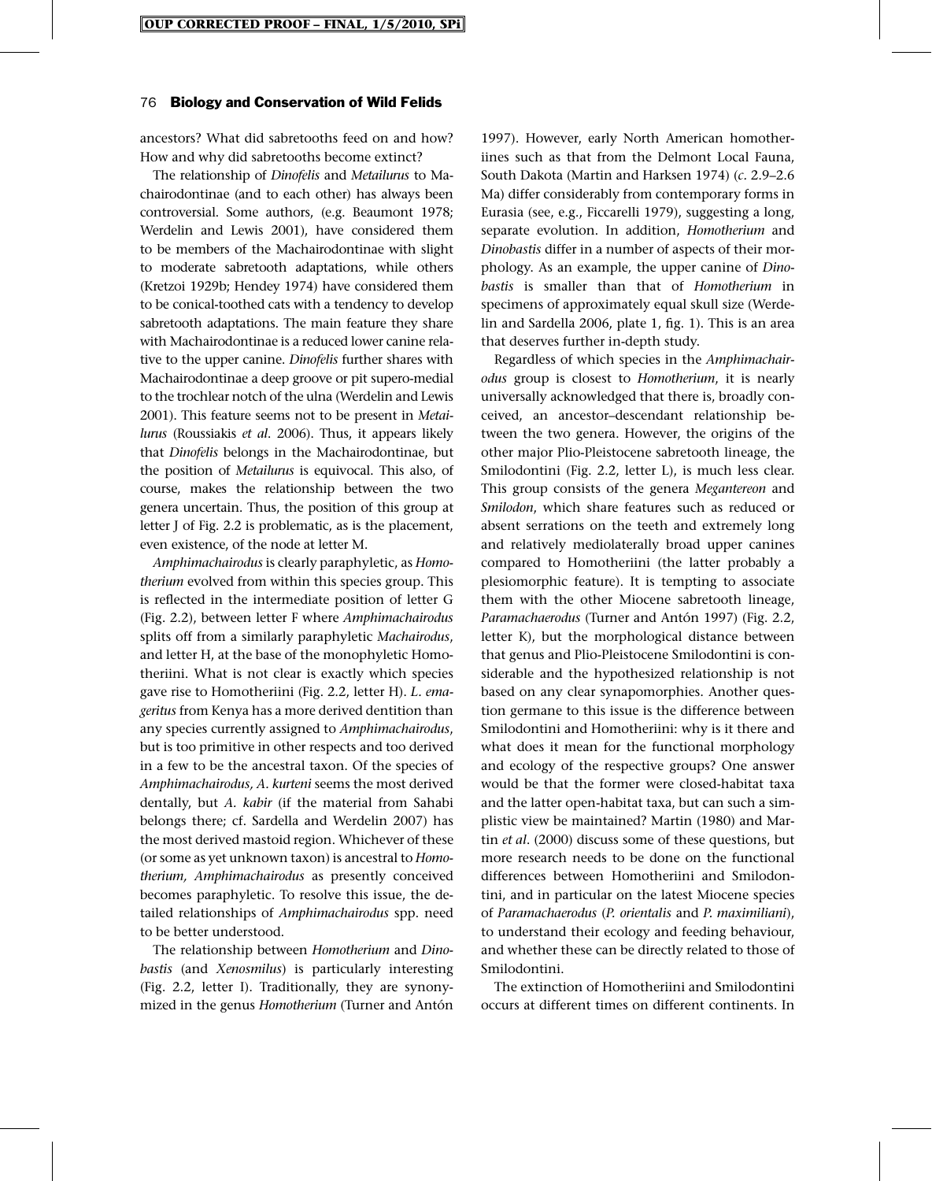ancestors? What did sabretooths feed on and how? How and why did sabretooths become extinct?

The relationship of *Dinofelis* and *Metailurus* to Machairodontinae (and to each other) has always been controversial. Some authors, (e.g. Beaumont 1978; Werdelin and Lewis 2001), have considered them to be members of the Machairodontinae with slight to moderate sabretooth adaptations, while others (Kretzoi 1929b; Hendey 1974) have considered them to be conical-toothed cats with a tendency to develop sabretooth adaptations. The main feature they share with Machairodontinae is a reduced lower canine relative to the upper canine. *Dinofelis* further shares with Machairodontinae a deep groove or pit supero-medial to the trochlear notch of the ulna (Werdelin and Lewis 2001). This feature seems not to be present in *Metailurus* (Roussiakis *et al*. 2006). Thus, it appears likely that *Dinofelis* belongs in the Machairodontinae, but the position of *Metailurus* is equivocal. This also, of course, makes the relationship between the two genera uncertain. Thus, the position of this group at letter J of Fig. 2.2 is problematic, as is the placement, even existence, of the node at letter M.

*Amphimachairodus* is clearly paraphyletic, as *Homotherium* evolved from within this species group. This is reflected in the intermediate position of letter G (Fig. 2.2), between letter F where *Amphimachairodus* splits off from a similarly paraphyletic *Machairodus*, and letter H, at the base of the monophyletic Homotheriini. What is not clear is exactly which species gave rise to Homotheriini (Fig. 2.2, letter H). *L. emageritus* from Kenya has a more derived dentition than any species currently assigned to *Amphimachairodus*, but is too primitive in other respects and too derived in a few to be the ancestral taxon. Of the species of *Amphimachairodus, A. kurteni* seems the most derived dentally, but *A. kabir* (if the material from Sahabi belongs there; cf. Sardella and Werdelin 2007) has the most derived mastoid region. Whichever of these (or some as yet unknown taxon) is ancestral to *Homotherium, Amphimachairodus* as presently conceived becomes paraphyletic. To resolve this issue, the detailed relationships of *Amphimachairodus* spp. need to be better understood.

The relationship between *Homotherium* and *Dinobastis* (and *Xenosmilus*) is particularly interesting (Fig. 2.2, letter I). Traditionally, they are synonymized in the genus *Homotherium* (Turner and Antón 1997). However, early North American homotheriines such as that from the Delmont Local Fauna, South Dakota (Martin and Harksen 1974) (*c*. 2.9–2.6 Ma) differ considerably from contemporary forms in Eurasia (see, e.g., Ficcarelli 1979), suggesting a long, separate evolution. In addition, *Homotherium* and *Dinobastis* differ in a number of aspects of their morphology. As an example, the upper canine of *Dinobastis* is smaller than that of *Homotherium* in specimens of approximately equal skull size (Werdelin and Sardella 2006, plate 1, fig. 1). This is an area that deserves further in-depth study.

Regardless of which species in the *Amphimachairodus* group is closest to *Homotherium*, it is nearly universally acknowledged that there is, broadly conceived, an ancestor–descendant relationship between the two genera. However, the origins of the other major Plio-Pleistocene sabretooth lineage, the Smilodontini (Fig. 2.2, letter L), is much less clear. This group consists of the genera *Megantereon* and *Smilodon*, which share features such as reduced or absent serrations on the teeth and extremely long and relatively mediolaterally broad upper canines compared to Homotheriini (the latter probably a plesiomorphic feature). It is tempting to associate them with the other Miocene sabretooth lineage, *Paramachaerodus* (Turner and Antón 1997) (Fig. 2.2, letter K), but the morphological distance between that genus and Plio-Pleistocene Smilodontini is considerable and the hypothesized relationship is not based on any clear synapomorphies. Another question germane to this issue is the difference between Smilodontini and Homotheriini: why is it there and what does it mean for the functional morphology and ecology of the respective groups? One answer would be that the former were closed-habitat taxa and the latter open-habitat taxa, but can such a simplistic view be maintained? Martin (1980) and Martin *et al*. (2000) discuss some of these questions, but more research needs to be done on the functional differences between Homotheriini and Smilodontini, and in particular on the latest Miocene species of *Paramachaerodus* (*P. orientalis* and *P. maximiliani*), to understand their ecology and feeding behaviour, and whether these can be directly related to those of Smilodontini.

The extinction of Homotheriini and Smilodontini occurs at different times on different continents. In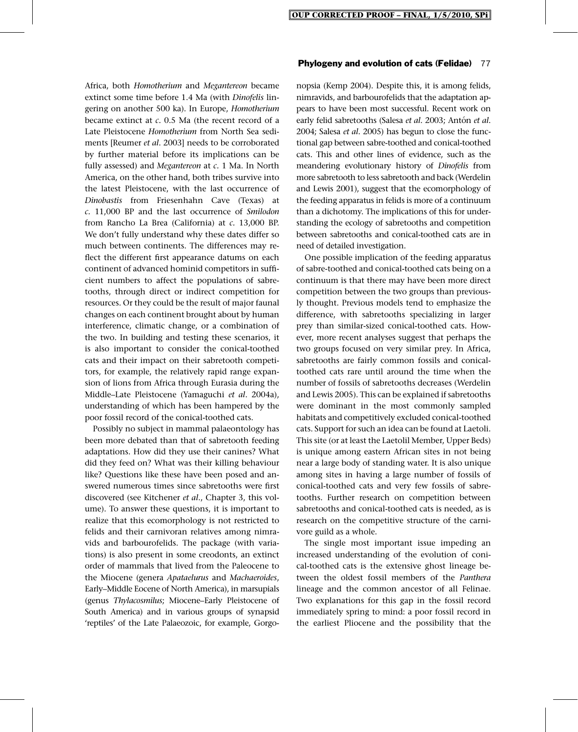Africa, both *Homotherium* and *Megantereon* became extinct some time before 1.4 Ma (with *Dinofelis* lingering on another 500 ka). In Europe, *Homotherium* became extinct at *c.* 0.5 Ma (the recent record of a Late Pleistocene *Homotherium* from North Sea sediments [Reumer *et al*. 2003] needs to be corroborated by further material before its implications can be fully assessed) and *Megantereon* at *c.* 1 Ma. In North America, on the other hand, both tribes survive into the latest Pleistocene, with the last occurrence of *Dinobastis* from Friesenhahn Cave (Texas) at *c.* 11,000 BP and the last occurrence of *Smilodon* from Rancho La Brea (California) at *c.* 13,000 BP. We don't fully understand why these dates differ so much between continents. The differences may reflect the different first appearance datums on each continent of advanced hominid competitors in sufficient numbers to affect the populations of sabretooths, through direct or indirect competition for resources. Or they could be the result of major faunal changes on each continent brought about by human interference, climatic change, or a combination of the two. In building and testing these scenarios, it is also important to consider the conical-toothed cats and their impact on their sabretooth competitors, for example, the relatively rapid range expansion of lions from Africa through Eurasia during the Middle–Late Pleistocene (Yamaguchi *et al*. 2004a), understanding of which has been hampered by the poor fossil record of the conical-toothed cats.

Possibly no subject in mammal palaeontology has been more debated than that of sabretooth feeding adaptations. How did they use their canines? What did they feed on? What was their killing behaviour like? Questions like these have been posed and answered numerous times since sabretooths were first discovered (see Kitchener *et al*., Chapter 3, this volume). To answer these questions, it is important to realize that this ecomorphology is not restricted to felids and their carnivoran relatives among nimravids and barbourofelids. The package (with variations) is also present in some creodonts, an extinct order of mammals that lived from the Paleocene to the Miocene (genera *Apataelurus* and *Machaeroides*, Early–Middle Eocene of North America), in marsupials (genus *Thylacosmilus*; Miocene–Early Pleistocene of South America) and in various groups of synapsid 'reptiles' of the Late Palaeozoic, for example, Gorgonopsia (Kemp 2004). Despite this, it is among felids, nimravids, and barbourofelids that the adaptation appears to have been most successful. Recent work on early felid sabretooths (Salesa *et al*. 2003; Antón *et al*. 2004; Salesa *et al*. 2005) has begun to close the functional gap between sabre-toothed and conical-toothed cats. This and other lines of evidence, such as the meandering evolutionary history of *Dinofelis* from more sabretooth to less sabretooth and back (Werdelin and Lewis 2001), suggest that the ecomorphology of the feeding apparatus in felids is more of a continuum than a dichotomy. The implications of this for understanding the ecology of sabretooths and competition between sabretooths and conical-toothed cats are in need of detailed investigation.

One possible implication of the feeding apparatus of sabre-toothed and conical-toothed cats being on a continuum is that there may have been more direct competition between the two groups than previously thought. Previous models tend to emphasize the difference, with sabretooths specializing in larger prey than similar-sized conical-toothed cats. However, more recent analyses suggest that perhaps the two groups focused on very similar prey. In Africa, sabretooths are fairly common fossils and conical-toothed cats rare until around the time when the number of fossils of sabretooths decreases (Werdelin and Lewis 2005). This can be explained if sabretooths were dominant in the most commonly sampled habitats and competitively excluded conical-toothed cats. Support for such an idea can be found at Laetoli. This site (or at least the Laetolil Member, Upper Beds) is unique among eastern African sites in not being near a large body of standing water. It is also unique among sites in having a large number of fossils of conical-toothed cats and very few fossils of sabretooths. Further research on competition between sabretooths and conical-toothed cats is needed, as is research on the competitive structure of the carnivore guild as a whole.

The single most important issue impeding an increased understanding of the evolution of conical-toothed cats is the extensive ghost lineage between the oldest fossil members of the *Panthera* lineage and the common ancestor of all Felinae. Two explanations for this gap in the fossil record immediately spring to mind: a poor fossil record in the earliest Pliocene and the possibility that the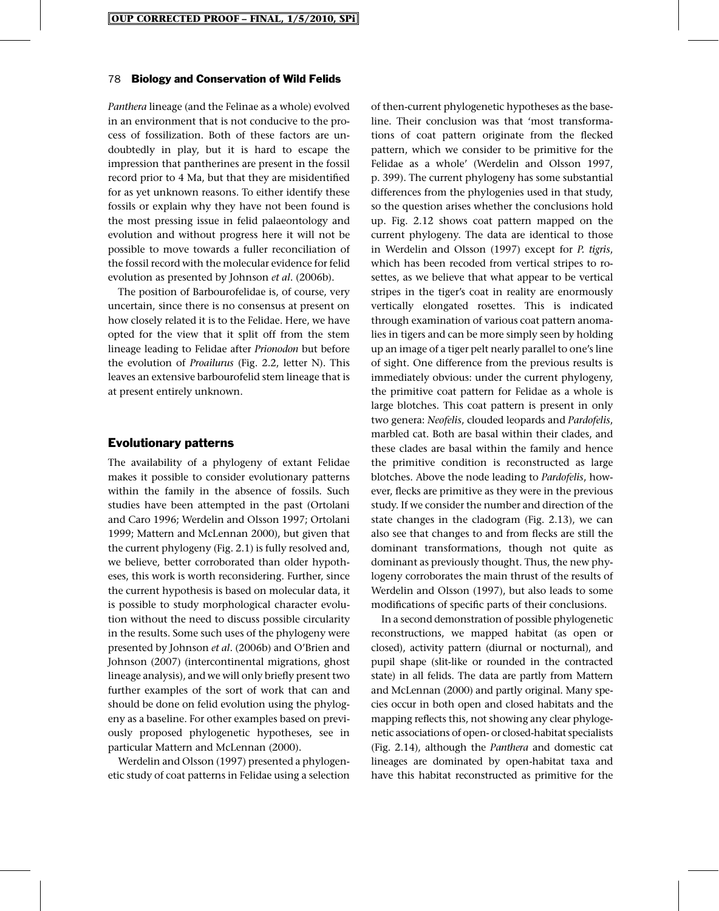*Panthera* lineage (and the Felinae as a whole) evolved in an environment that is not conducive to the process of fossilization. Both of these factors are undoubtedly in play, but it is hard to escape the impression that pantherines are present in the fossil record prior to 4 Ma, but that they are misidentified for as yet unknown reasons. To either identify these fossils or explain why they have not been found is the most pressing issue in felid palaeontology and evolution and without progress here it will not be possible to move towards a fuller reconciliation of the fossil record with the molecular evidence for felid evolution as presented by Johnson *et al*. (2006b).

The position of Barbourofelidae is, of course, very uncertain, since there is no consensus at present on how closely related it is to the Felidae. Here, we have opted for the view that it split off from the stem lineage leading to Felidae after *Prionodon* but before the evolution of *Proailurus* (Fig. 2.2, letter N). This leaves an extensive barbourofelid stem lineage that is at present entirely unknown.

## Evolutionary patterns

The availability of a phylogeny of extant Felidae makes it possible to consider evolutionary patterns within the family in the absence of fossils. Such studies have been attempted in the past (Ortolani and Caro 1996; Werdelin and Olsson 1997; Ortolani 1999; Mattern and McLennan 2000), but given that the current phylogeny (Fig. 2.1) is fully resolved and, we believe, better corroborated than older hypotheses, this work is worth reconsidering. Further, since the current hypothesis is based on molecular data, it is possible to study morphological character evolution without the need to discuss possible circularity in the results. Some such uses of the phylogeny were presented by Johnson *et al*. (2006b) and O'Brien and Johnson (2007) (intercontinental migrations, ghost lineage analysis), and we will only briefly present two further examples of the sort of work that can and should be done on felid evolution using the phylogeny as a baseline. For other examples based on previously proposed phylogenetic hypotheses, see in particular Mattern and McLennan (2000).

Werdelin and Olsson (1997) presented a phylogenetic study of coat patterns in Felidae using a selection of then-current phylogenetic hypotheses as the baseline. Their conclusion was that 'most transformations of coat pattern originate from the flecked pattern, which we consider to be primitive for the Felidae as a whole' (Werdelin and Olsson 1997, p. 399). The current phylogeny has some substantial differences from the phylogenies used in that study, so the question arises whether the conclusions hold up. Fig. 2.12 shows coat pattern mapped on the current phylogeny. The data are identical to those in Werdelin and Olsson (1997) except for *P. tigris*, which has been recoded from vertical stripes to rosettes, as we believe that what appear to be vertical stripes in the tiger's coat in reality are enormously vertically elongated rosettes. This is indicated through examination of various coat pattern anomalies in tigers and can be more simply seen by holding up an image of a tiger pelt nearly parallel to one's line of sight. One difference from the previous results is immediately obvious: under the current phylogeny, the primitive coat pattern for Felidae as a whole is large blotches. This coat pattern is present in only two genera: *Neofelis*, clouded leopards and *Pardofelis*, marbled cat. Both are basal within their clades, and these clades are basal within the family and hence the primitive condition is reconstructed as large blotches. Above the node leading to *Pardofelis*, however, flecks are primitive as they were in the previous study. If we consider the number and direction of the state changes in the cladogram (Fig. 2.13), we can also see that changes to and from flecks are still the dominant transformations, though not quite as dominant as previously thought. Thus, the new phylogeny corroborates the main thrust of the results of Werdelin and Olsson (1997), but also leads to some modifications of specific parts of their conclusions.

In a second demonstration of possible phylogenetic reconstructions, we mapped habitat (as open or closed), activity pattern (diurnal or nocturnal), and pupil shape (slit-like or rounded in the contracted state) in all felids. The data are partly from Mattern and McLennan (2000) and partly original. Many species occur in both open and closed habitats and the mapping reflects this, not showing any clear phylogenetic associations of open- or closed-habitat specialists (Fig. 2.14), although the *Panthera* and domestic cat lineages are dominated by open-habitat taxa and have this habitat reconstructed as primitive for the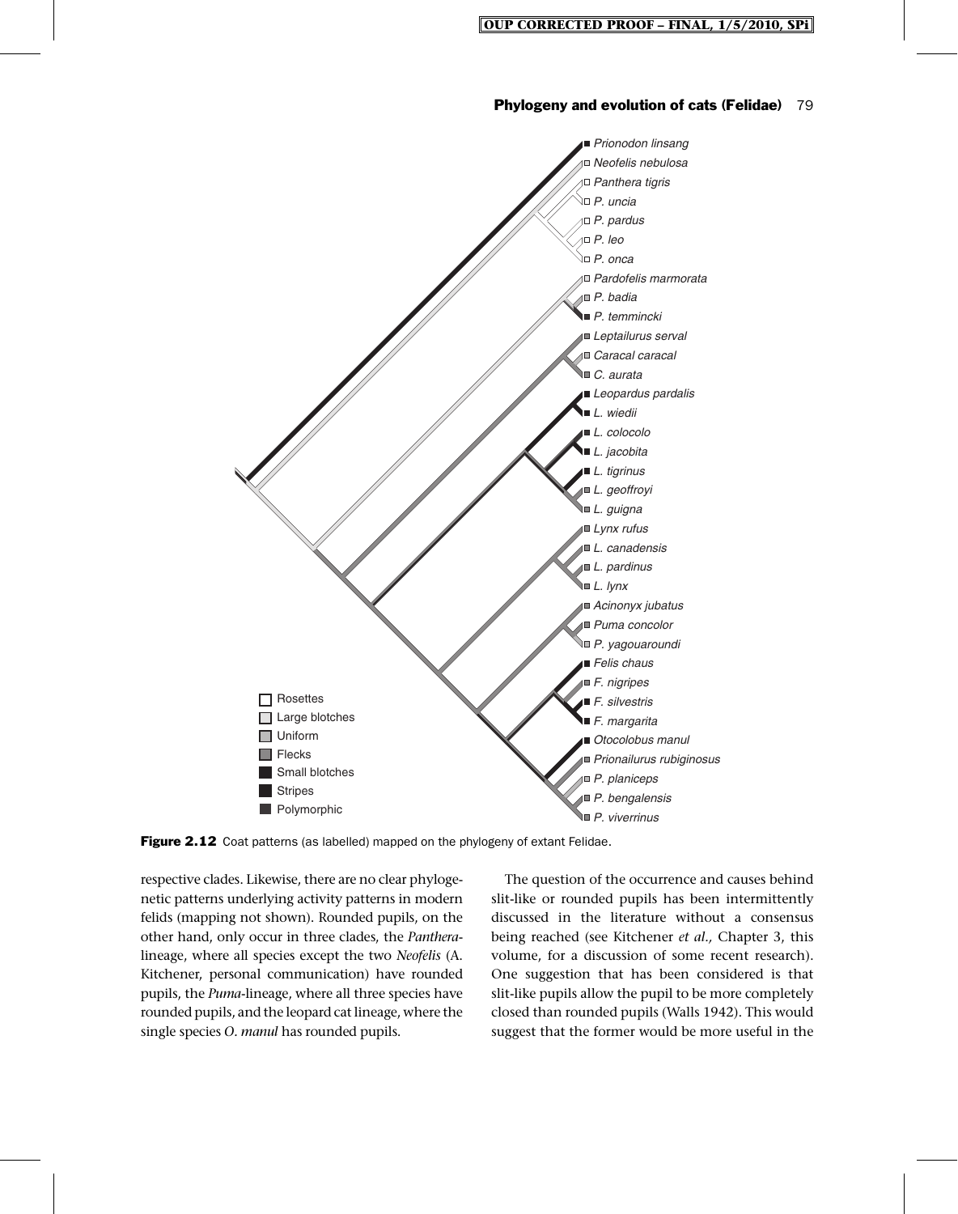Figure 2.12 Coat patterns (as labelled) mapped on the phylogeny of extant Felidae.

respective clades. Likewise, there are no clear phylogenetic patterns underlying activity patterns in modern felids (mapping not shown). Rounded pupils, on the other hand, only occur in three clades, the *Panthera*-lineage, where all species except the two *Neofelis* (A. Kitchener, personal communication) have rounded pupils, the *Puma*-lineage, where all three species have rounded pupils, and the leopard cat lineage, where the single species *O. manul* has rounded pupils.

The question of the occurrence and causes behind slit-like or rounded pupils has been intermittently discussed in the literature without a consensus being reached (see Kitchener *et al.*, Chapter 3, this volume, for a discussion of some recent research). One suggestion that has been considered is that slit-like pupils allow the pupil to be more completely closed than rounded pupils (Walls 1942). This would suggest that the former would be more useful in the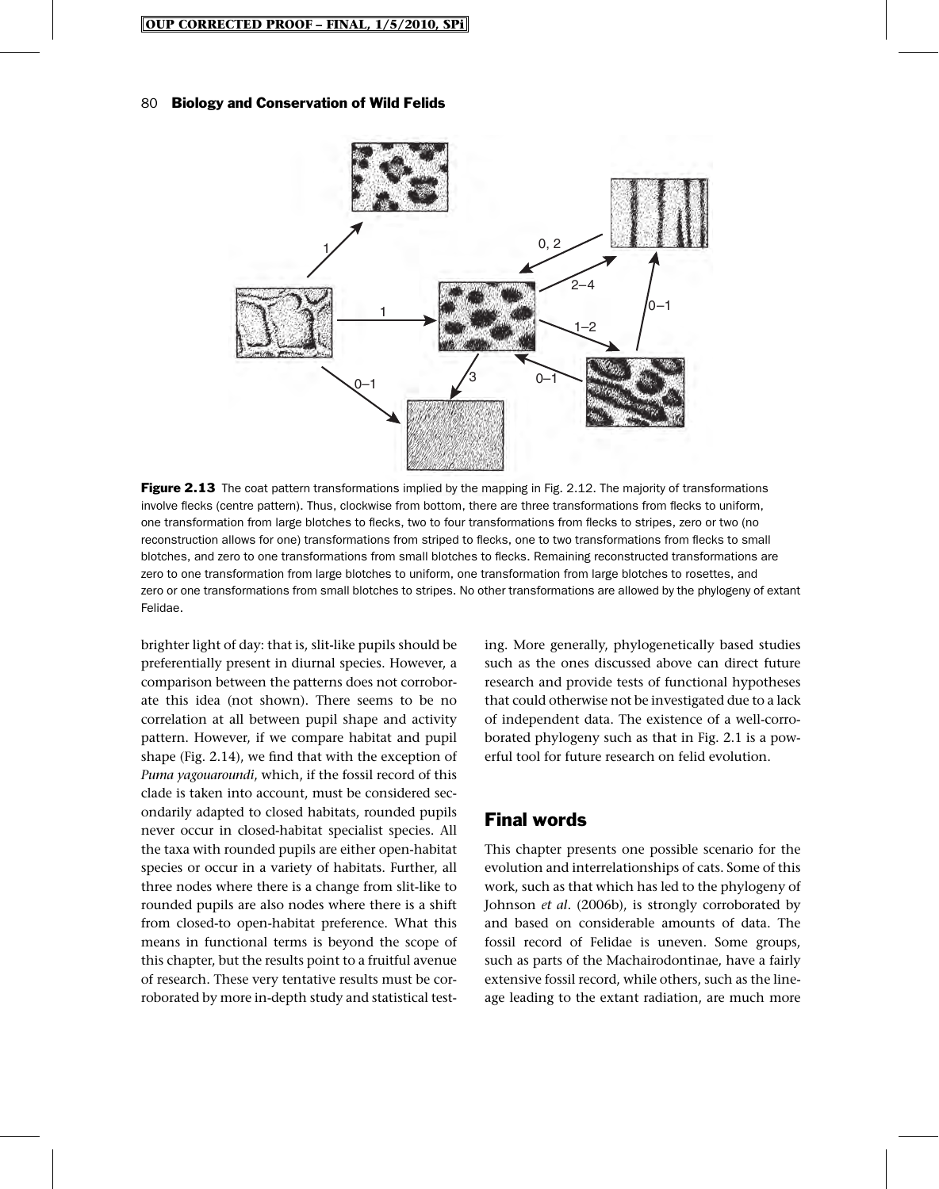1

0, 2

2–4

1

1–2

0–1

0–1

3

0–1

**Figure 2.13** The coat pattern transformations implied by the mapping in Fig. 2.12. The majority of transformations involve flecks (centre pattern). Thus, clockwise from bottom, there are three transformations from flecks to uniform, one transformation from large blotches to flecks, two to four transformations from flecks to stripes, zero or two (no reconstruction allows for one) transformations from striped to flecks, one to two transformations from flecks to small blotches, and zero to one transformations from small blotches to flecks. Remaining reconstructed transformations are zero to one transformation from large blotches to uniform, one transformation from large blotches to rosettes, and zero or one transformations from small blotches to stripes. No other transformations are allowed by the phylogeny of extant Felidae.

brighter light of day: that is, slit-like pupils should be preferentially present in diurnal species. However, a comparison between the patterns does not corroborate this idea (not shown). There seems to be no correlation at all between pupil shape and activity pattern. However, if we compare habitat and pupil shape (Fig. 2.14), we find that with the exception of *Puma yagouaroundi*, which, if the fossil record of this clade is taken into account, must be considered secondarily adapted to closed habitats, rounded pupils never occur in closed-habitat specialist species. All the taxa with rounded pupils are either open-habitat species or occur in a variety of habitats. Further, all three nodes where there is a change from slit-like to rounded pupils are also nodes where there is a shift from closed-to open-habitat preference. What this means in functional terms is beyond the scope of this chapter, but the results point to a fruitful avenue of research. These very tentative results must be corroborated by more in-depth study and statistical testing. More generally, phylogenetically based studies such as the ones discussed above can direct future research and provide tests of functional hypotheses that could otherwise not be investigated due to a lack of independent data. The existence of a well-corroborated phylogeny such as that in Fig. 2.1 is a powerful tool for future research on felid evolution.

## Final words

This chapter presents one possible scenario for the evolution and interrelationships of cats. Some of this work, such as that which has led to the phylogeny of Johnson *et al*. (2006b), is strongly corroborated by and based on considerable amounts of data. The fossil record of Felidae is uneven. Some groups, such as parts of the Machairodontinae, have a fairly extensive fossil record, while others, such as the lineage leading to the extant radiation, are much more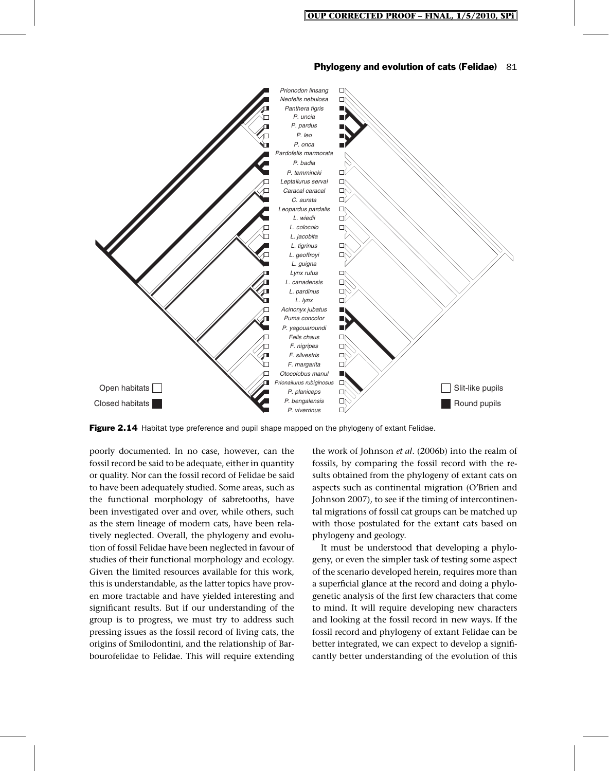Open habitats

Closed habitats

Prionodon linsang
Neofelis nebulosa
Panthera tigris
P. uncia
P. pardus
P. leo
P. onca
Pardofelis marmorata
P. badia
P. temmincki
Leptailurus serval
Caracal caracal
C. aurata
Leopardus pardalis
L. wiedii
L. colocolo
L. jacobita
L. tigrinus
L. geoffroyi
L. guigna
Lynx rufus
L. canadensis
L. pardinus
L. lynx
Acinonyx jubatus
Puma concolor
P. yagouaroundi
Felis chaus
F. nigripes
F. silvestris
F. margarita
Otocolobus manul
Prionailurus rubiginosus
P. planiceps
P. bengalensis
P. viverrinus

Slit-like pupils

Round pupils

**Figure 2.14** Habitat type preference and pupil shape mapped on the phylogeny of extant Felidae.

poorly documented. In no case, however, can the fossil record be said to be adequate, either in quantity or quality. Nor can the fossil record of Felidae be said to have been adequately studied. Some areas, such as the functional morphology of sabretooths, have been investigated over and over, while others, such as the stem lineage of modern cats, have been relatively neglected. Overall, the phylogeny and evolution of fossil Felidae have been neglected in favour of studies of their functional morphology and ecology. Given the limited resources available for this work, this is understandable, as the latter topics have proven more tractable and have yielded interesting and significant results. But if our understanding of the group is to progress, we must try to address such pressing issues as the fossil record of living cats, the origins of Smilodontini, and the relationship of Barbourofelidae to Felidae. This will require extending the work of Johnson *et al*. (2006b) into the realm of fossils, by comparing the fossil record with the results obtained from the phylogeny of extant cats on aspects such as continental migration (O'Brien and Johnson 2007), to see if the timing of intercontinental migrations of fossil cat groups can be matched up with those postulated for the extant cats based on phylogeny and geology.

It must be understood that developing a phylogeny, or even the simpler task of testing some aspect of the scenario developed herein, requires more than a superficial glance at the record and doing a phylogenetic analysis of the first few characters that come to mind. It will require developing new characters and looking at the fossil record in new ways. If the fossil record and phylogeny of extant Felidae can be better integrated, we can expect to develop a significantly better understanding of the evolution of this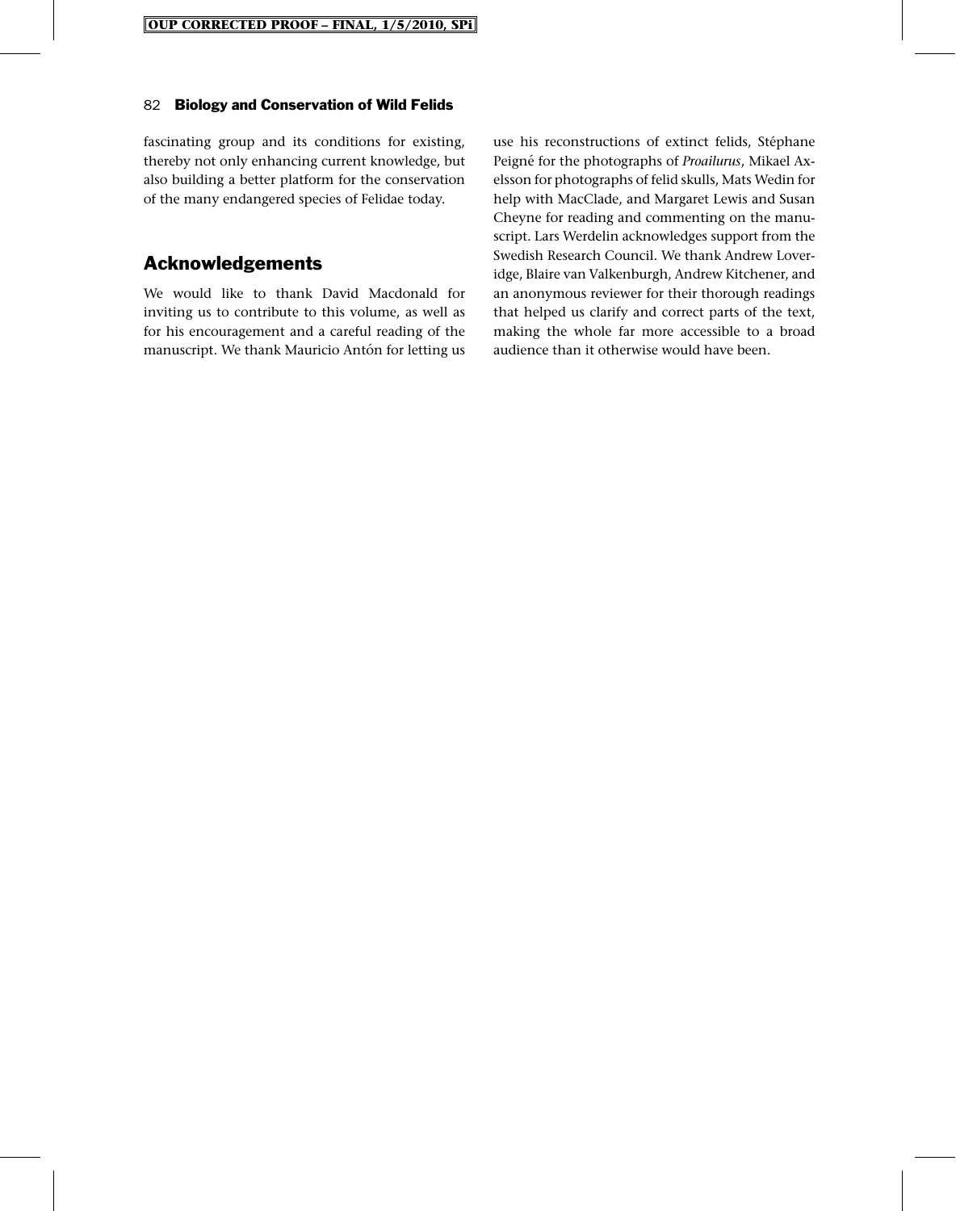fascinating group and its conditions for existing, thereby not only enhancing current knowledge, but also building a better platform for the conservation of the many endangered species of Felidae today.

## Acknowledgements

We would like to thank David Macdonald for inviting us to contribute to this volume, as well as for his encouragement and a careful reading of the manuscript. We thank Mauricio Antón for letting us use his reconstructions of extinct felids, Stéphane Peigné for the photographs of *Proailurus*, Mikael Axelsson for photographs of felid skulls, Mats Wedin for help with MacClade, and Margaret Lewis and Susan Cheyne for reading and commenting on the manuscript. Lars Werdelin acknowledges support from the Swedish Research Council. We thank Andrew Loveridge, Blaire van Valkenburgh, Andrew Kitchener, and an anonymous reviewer for their thorough readings that helped us clarify and correct parts of the text, making the whole far more accessible to a broad audience than it otherwise would have been.